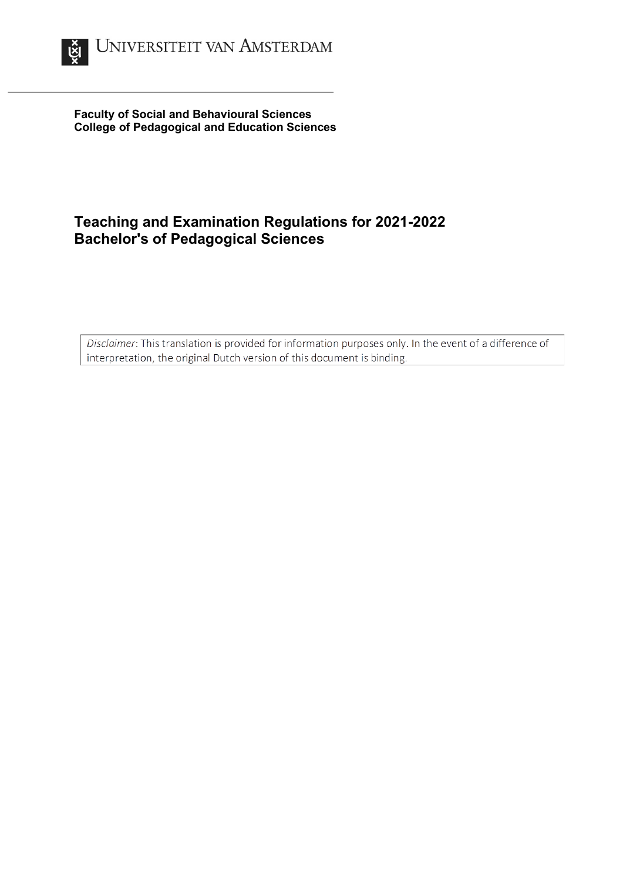UNIVERSITEIT VAN AMSTERDAM

**Faculty of Social and Behavioural Sciences**
**College of Pedagogical and Education Sciences**

# Teaching and Examination Regulations for 2021-2022
# Bachelor's of Pedagogical Sciences

*Disclaimer*: This translation is provided for information purposes only. In the event of a difference of interpretation, the original Dutch version of this document is binding.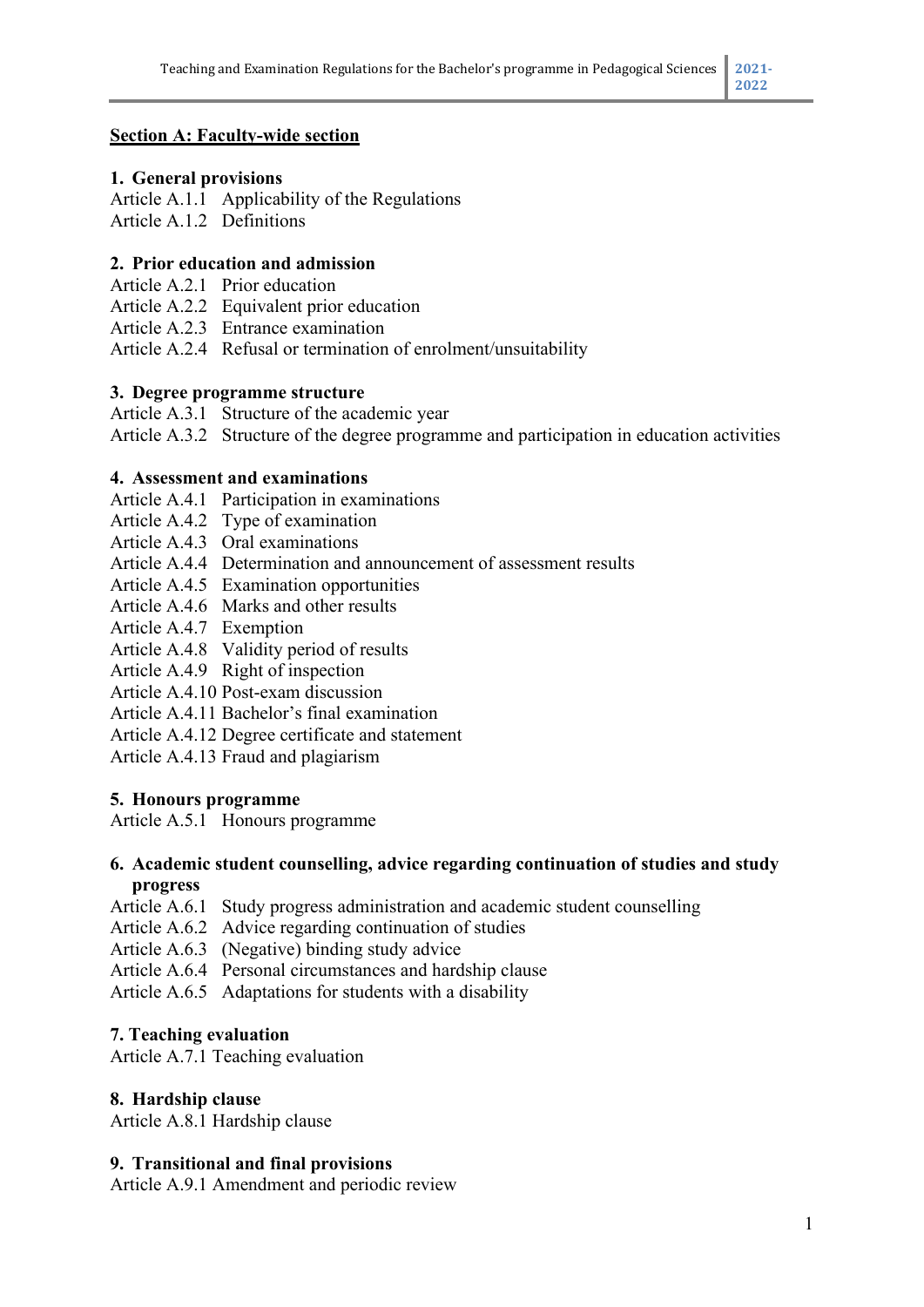## Section A: Faculty-wide section

**1. General provisions**

Article A.1.1 Applicability of the Regulations
Article A.1.2 Definitions

**2. Prior education and admission**

Article A.2.1 Prior education
Article A.2.2 Equivalent prior education
Article A.2.3 Entrance examination
Article A.2.4 Refusal or termination of enrolment/unsuitability

**3. Degree programme structure**

Article A.3.1 Structure of the academic year
Article A.3.2 Structure of the degree programme and participation in education activities

**4. Assessment and examinations**

Article A.4.1 Participation in examinations
Article A.4.2 Type of examination
Article A.4.3 Oral examinations
Article A.4.4 Determination and announcement of assessment results
Article A.4.5 Examination opportunities
Article A.4.6 Marks and other results
Article A.4.7 Exemption
Article A.4.8 Validity period of results
Article A.4.9 Right of inspection
Article A.4.10 Post-exam discussion
Article A.4.11 Bachelor's final examination
Article A.4.12 Degree certificate and statement
Article A.4.13 Fraud and plagiarism

**5. Honours programme**

Article A.5.1 Honours programme

**6. Academic student counselling, advice regarding continuation of studies and study progress**

Article A.6.1 Study progress administration and academic student counselling
Article A.6.2 Advice regarding continuation of studies
Article A.6.3 (Negative) binding study advice
Article A.6.4 Personal circumstances and hardship clause
Article A.6.5 Adaptations for students with a disability

**7. Teaching evaluation**

Article A.7.1 Teaching evaluation

**8. Hardship clause**

Article A.8.1 Hardship clause

**9. Transitional and final provisions**

Article A.9.1 Amendment and periodic review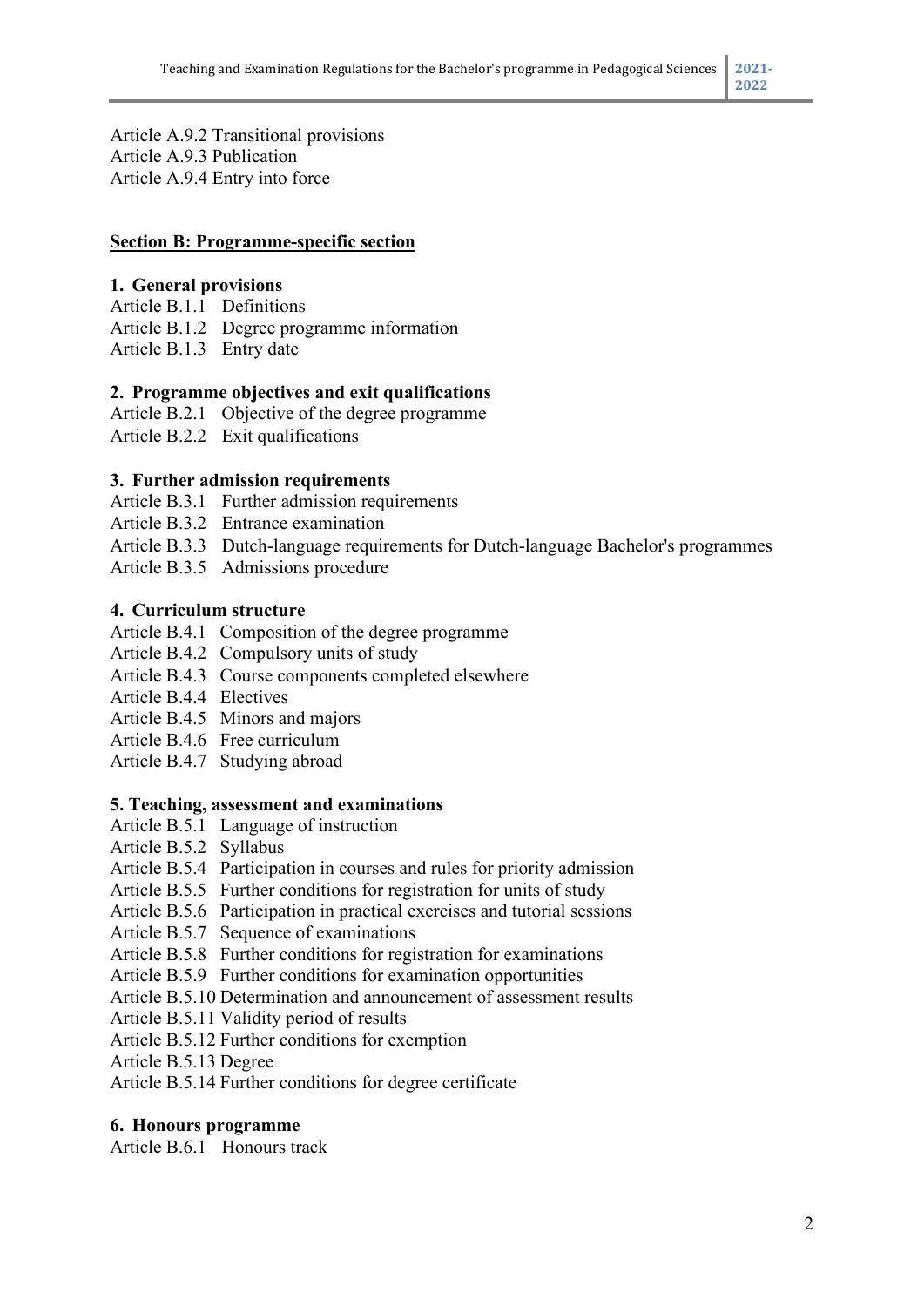Article A.9.2 Transitional provisions
Article A.9.3 Publication
Article A.9.4 Entry into force

## Section B: Programme-specific section

### 1. General provisions

Article B.1.1 Definitions
Article B.1.2 Degree programme information
Article B.1.3 Entry date

### 2. Programme objectives and exit qualifications

Article B.2.1 Objective of the degree programme
Article B.2.2 Exit qualifications

### 3. Further admission requirements

Article B.3.1 Further admission requirements
Article B.3.2 Entrance examination
Article B.3.3 Dutch-language requirements for Dutch-language Bachelor's programmes
Article B.3.5 Admissions procedure

### 4. Curriculum structure

Article B.4.1 Composition of the degree programme
Article B.4.2 Compulsory units of study
Article B.4.3 Course components completed elsewhere
Article B.4.4 Electives
Article B.4.5 Minors and majors
Article B.4.6 Free curriculum
Article B.4.7 Studying abroad

### 5. Teaching, assessment and examinations

Article B.5.1 Language of instruction
Article B.5.2 Syllabus
Article B.5.4 Participation in courses and rules for priority admission
Article B.5.5 Further conditions for registration for units of study
Article B.5.6 Participation in practical exercises and tutorial sessions
Article B.5.7 Sequence of examinations
Article B.5.8 Further conditions for registration for examinations
Article B.5.9 Further conditions for examination opportunities
Article B.5.10 Determination and announcement of assessment results
Article B.5.11 Validity period of results
Article B.5.12 Further conditions for exemption
Article B.5.13 Degree
Article B.5.14 Further conditions for degree certificate

### 6. Honours programme

Article B.6.1 Honours track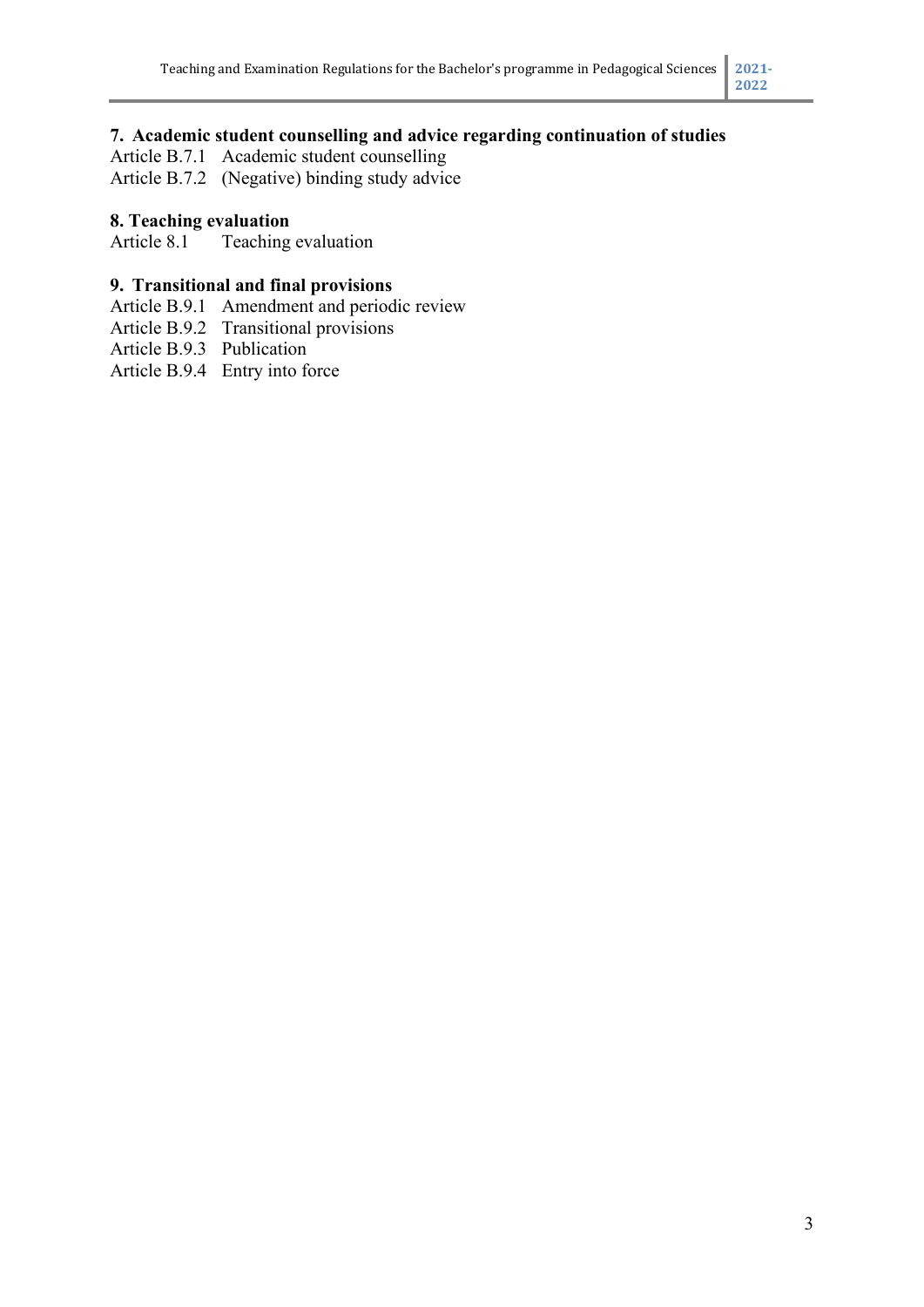**7. Academic student counselling and advice regarding continuation of studies**

Article B.7.1 Academic student counselling
Article B.7.2 (Negative) binding study advice

**8. Teaching evaluation**

Article 8.1 Teaching evaluation

**9. Transitional and final provisions**

Article B.9.1 Amendment and periodic review
Article B.9.2 Transitional provisions
Article B.9.3 Publication
Article B.9.4 Entry into force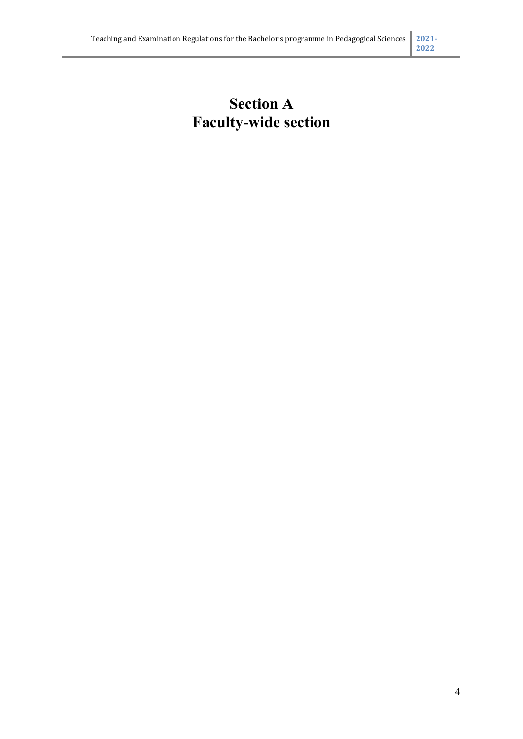# Section A
# Faculty-wide section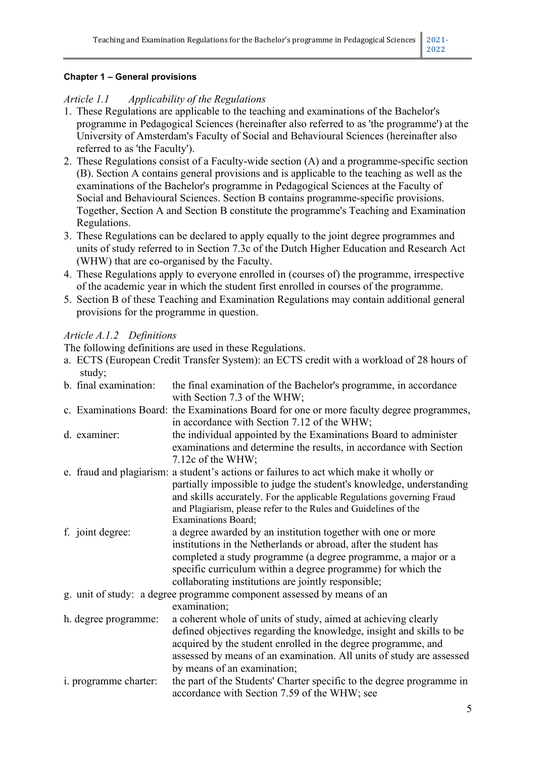**Chapter 1 – General provisions**

*Article 1.1 Applicability of the Regulations*

1. These Regulations are applicable to the teaching and examinations of the Bachelor's programme in Pedagogical Sciences (hereinafter also referred to as 'the programme') at the University of Amsterdam's Faculty of Social and Behavioural Sciences (hereinafter also referred to as 'the Faculty').
2. These Regulations consist of a Faculty-wide section (A) and a programme-specific section (B). Section A contains general provisions and is applicable to the teaching as well as the examinations of the Bachelor's programme in Pedagogical Sciences at the Faculty of Social and Behavioural Sciences. Section B contains programme-specific provisions. Together, Section A and Section B constitute the programme's Teaching and Examination Regulations.
3. These Regulations can be declared to apply equally to the joint degree programmes and units of study referred to in Section 7.3c of the Dutch Higher Education and Research Act (WHW) that are co-organised by the Faculty.
4. These Regulations apply to everyone enrolled in (courses of) the programme, irrespective of the academic year in which the student first enrolled in courses of the programme.
5. Section B of these Teaching and Examination Regulations may contain additional general provisions for the programme in question.

*Article A.1.2 Definitions*

The following definitions are used in these Regulations.

a. ECTS (European Credit Transfer System): an ECTS credit with a workload of 28 hours of study;
b. final examination: the final examination of the Bachelor's programme, in accordance with Section 7.3 of the WHW;
c. Examinations Board: the Examinations Board for one or more faculty degree programmes, in accordance with Section 7.12 of the WHW;
d. examiner: the individual appointed by the Examinations Board to administer examinations and determine the results, in accordance with Section 7.12c of the WHW;
e. fraud and plagiarism: a student's actions or failures to act which make it wholly or partially impossible to judge the student's knowledge, understanding and skills accurately. For the applicable Regulations governing Fraud and Plagiarism, please refer to the Rules and Guidelines of the Examinations Board;
f. joint degree: a degree awarded by an institution together with one or more institutions in the Netherlands or abroad, after the student has completed a study programme (a degree programme, a major or a specific curriculum within a degree programme) for which the collaborating institutions are jointly responsible;
g. unit of study: a degree programme component assessed by means of an examination;
h. degree programme: a coherent whole of units of study, aimed at achieving clearly defined objectives regarding the knowledge, insight and skills to be acquired by the student enrolled in the degree programme, and assessed by means of an examination. All units of study are assessed by means of an examination;
i. programme charter: the part of the Students' Charter specific to the degree programme in accordance with Section 7.59 of the WHW; see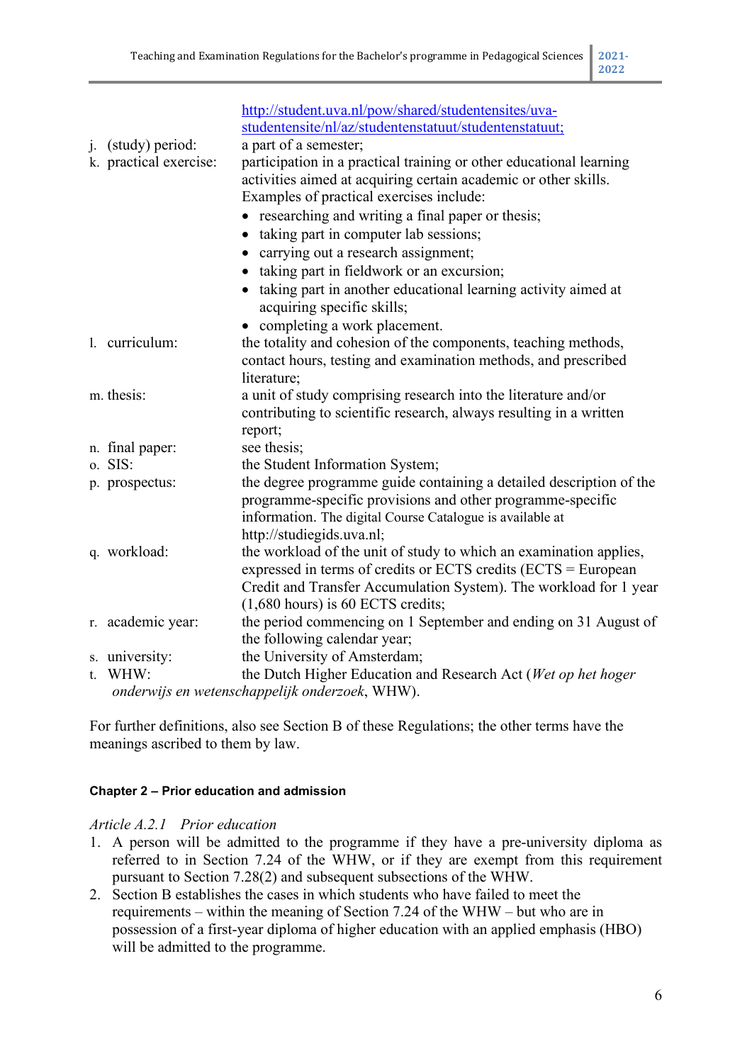http://student.uva.nl/pow/shared/studentensites/uva-studentensite/nl/az/studentenstatuut/studentenstatuut;

j. (study) period: a part of a semester;

k. practical exercise: participation in a practical training or other educational learning activities aimed at acquiring certain academic or other skills. Examples of practical exercises include:
   - researching and writing a final paper or thesis;
   - taking part in computer lab sessions;
   - carrying out a research assignment;
   - taking part in fieldwork or an excursion;
   - taking part in another educational learning activity aimed at acquiring specific skills;
   - completing a work placement.

l. curriculum: the totality and cohesion of the components, teaching methods, contact hours, testing and examination methods, and prescribed literature;

m. thesis: a unit of study comprising research into the literature and/or contributing to scientific research, always resulting in a written report;

n. final paper: see thesis;

o. SIS: the Student Information System;

p. prospectus: the degree programme guide containing a detailed description of the programme-specific provisions and other programme-specific information. The digital Course Catalogue is available at http://studiegids.uva.nl;

q. workload: the workload of the unit of study to which an examination applies, expressed in terms of credits or ECTS credits (ECTS = European Credit and Transfer Accumulation System). The workload for 1 year (1,680 hours) is 60 ECTS credits;

r. academic year: the period commencing on 1 September and ending on 31 August of the following calendar year;

s. university: the University of Amsterdam;

t. WHW: the Dutch Higher Education and Research Act (*Wet op het hoger onderwijs en wetenschappelijk onderzoek*, WHW).

For further definitions, also see Section B of these Regulations; the other terms have the meanings ascribed to them by law.

#### Chapter 2 – Prior education and admission

*Article A.2.1 Prior education*

1. A person will be admitted to the programme if they have a pre-university diploma as referred to in Section 7.24 of the WHW, or if they are exempt from this requirement pursuant to Section 7.28(2) and subsequent subsections of the WHW.
2. Section B establishes the cases in which students who have failed to meet the requirements – within the meaning of Section 7.24 of the WHW – but who are in possession of a first-year diploma of higher education with an applied emphasis (HBO) will be admitted to the programme.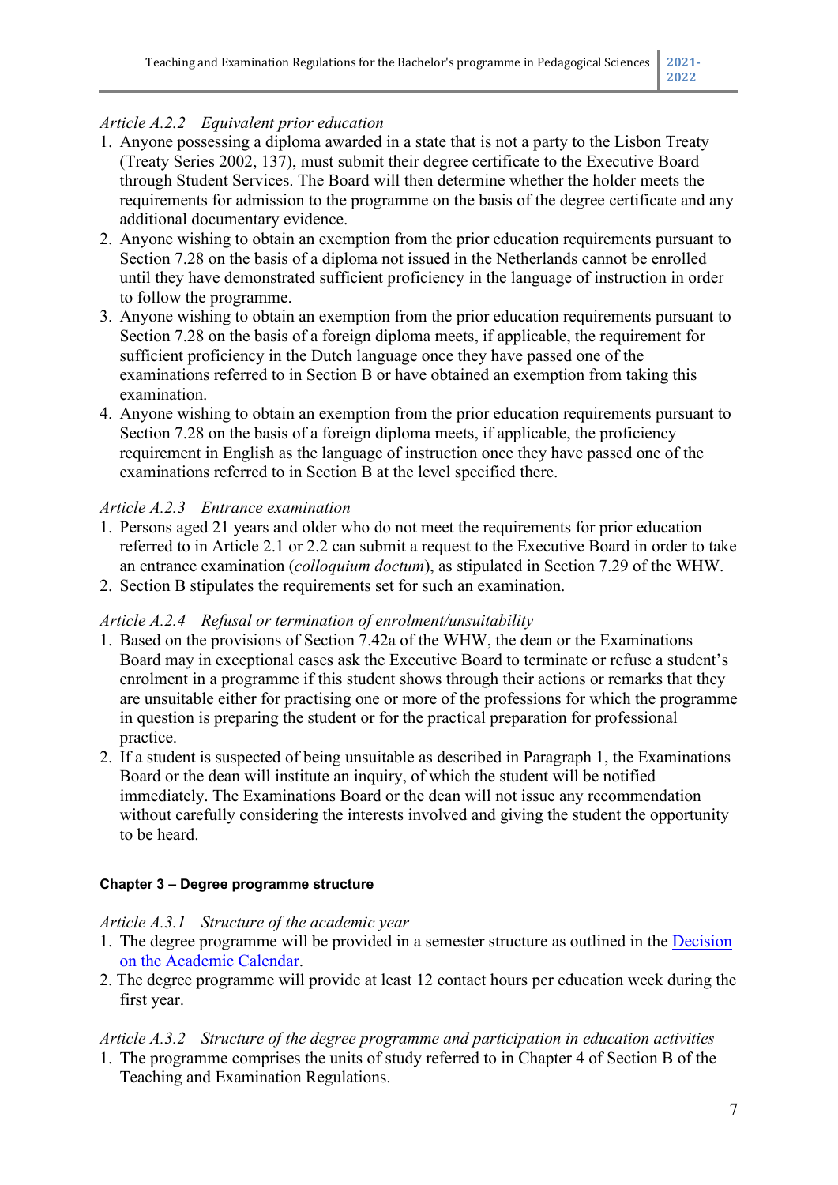*Article A.2.2 Equivalent prior education*

1. Anyone possessing a diploma awarded in a state that is not a party to the Lisbon Treaty (Treaty Series 2002, 137), must submit their degree certificate to the Executive Board through Student Services. The Board will then determine whether the holder meets the requirements for admission to the programme on the basis of the degree certificate and any additional documentary evidence.
2. Anyone wishing to obtain an exemption from the prior education requirements pursuant to Section 7.28 on the basis of a diploma not issued in the Netherlands cannot be enrolled until they have demonstrated sufficient proficiency in the language of instruction in order to follow the programme.
3. Anyone wishing to obtain an exemption from the prior education requirements pursuant to Section 7.28 on the basis of a foreign diploma meets, if applicable, the requirement for sufficient proficiency in the Dutch language once they have passed one of the examinations referred to in Section B or have obtained an exemption from taking this examination.
4. Anyone wishing to obtain an exemption from the prior education requirements pursuant to Section 7.28 on the basis of a foreign diploma meets, if applicable, the proficiency requirement in English as the language of instruction once they have passed one of the examinations referred to in Section B at the level specified there.

*Article A.2.3 Entrance examination*

1. Persons aged 21 years and older who do not meet the requirements for prior education referred to in Article 2.1 or 2.2 can submit a request to the Executive Board in order to take an entrance examination (*colloquium doctum*), as stipulated in Section 7.29 of the WHW.
2. Section B stipulates the requirements set for such an examination.

*Article A.2.4 Refusal or termination of enrolment/unsuitability*

1. Based on the provisions of Section 7.42a of the WHW, the dean or the Examinations Board may in exceptional cases ask the Executive Board to terminate or refuse a student's enrolment in a programme if this student shows through their actions or remarks that they are unsuitable either for practising one or more of the professions for which the programme in question is preparing the student or for the practical preparation for professional practice.
2. If a student is suspected of being unsuitable as described in Paragraph 1, the Examinations Board or the dean will institute an inquiry, of which the student will be notified immediately. The Examinations Board or the dean will not issue any recommendation without carefully considering the interests involved and giving the student the opportunity to be heard.

**Chapter 3 – Degree programme structure**

*Article A.3.1 Structure of the academic year*

1. The degree programme will be provided in a semester structure as outlined in the Decision on the Academic Calendar.
2. The degree programme will provide at least 12 contact hours per education week during the first year.

*Article A.3.2 Structure of the degree programme and participation in education activities*

1. The programme comprises the units of study referred to in Chapter 4 of Section B of the Teaching and Examination Regulations.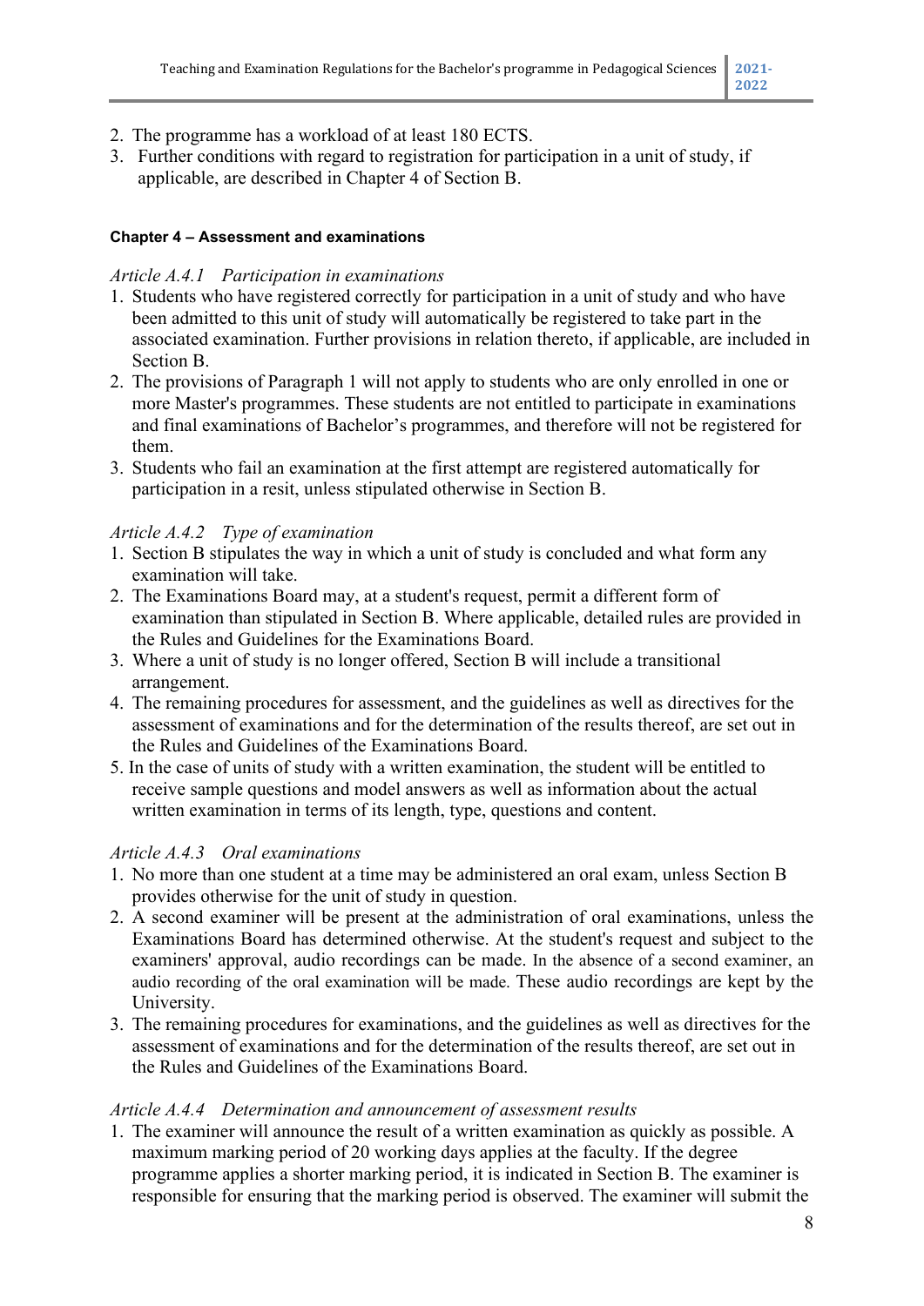2. The programme has a workload of at least 180 ECTS.
3. Further conditions with regard to registration for participation in a unit of study, if applicable, are described in Chapter 4 of Section B.

#### Chapter 4 – Assessment and examinations

*Article A.4.1 Participation in examinations*

1. Students who have registered correctly for participation in a unit of study and who have been admitted to this unit of study will automatically be registered to take part in the associated examination. Further provisions in relation thereto, if applicable, are included in Section B.
2. The provisions of Paragraph 1 will not apply to students who are only enrolled in one or more Master's programmes. These students are not entitled to participate in examinations and final examinations of Bachelor's programmes, and therefore will not be registered for them.
3. Students who fail an examination at the first attempt are registered automatically for participation in a resit, unless stipulated otherwise in Section B.

*Article A.4.2 Type of examination*

1. Section B stipulates the way in which a unit of study is concluded and what form any examination will take.
2. The Examinations Board may, at a student's request, permit a different form of examination than stipulated in Section B. Where applicable, detailed rules are provided in the Rules and Guidelines for the Examinations Board.
3. Where a unit of study is no longer offered, Section B will include a transitional arrangement.
4. The remaining procedures for assessment, and the guidelines as well as directives for the assessment of examinations and for the determination of the results thereof, are set out in the Rules and Guidelines of the Examinations Board.
5. In the case of units of study with a written examination, the student will be entitled to receive sample questions and model answers as well as information about the actual written examination in terms of its length, type, questions and content.

*Article A.4.3 Oral examinations*

1. No more than one student at a time may be administered an oral exam, unless Section B provides otherwise for the unit of study in question.
2. A second examiner will be present at the administration of oral examinations, unless the Examinations Board has determined otherwise. At the student's request and subject to the examiners' approval, audio recordings can be made. In the absence of a second examiner, an audio recording of the oral examination will be made. These audio recordings are kept by the University.
3. The remaining procedures for examinations, and the guidelines as well as directives for the assessment of examinations and for the determination of the results thereof, are set out in the Rules and Guidelines of the Examinations Board.

*Article A.4.4 Determination and announcement of assessment results*

1. The examiner will announce the result of a written examination as quickly as possible. A maximum marking period of 20 working days applies at the faculty. If the degree programme applies a shorter marking period, it is indicated in Section B. The examiner is responsible for ensuring that the marking period is observed. The examiner will submit the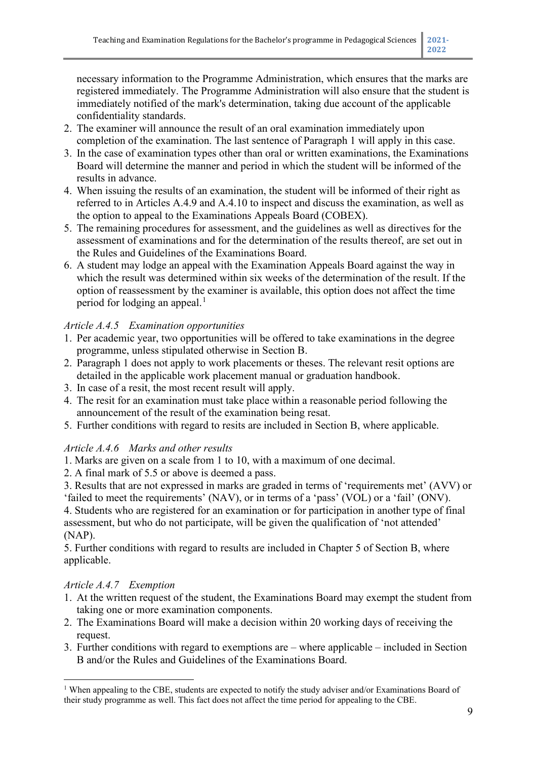necessary information to the Programme Administration, which ensures that the marks are registered immediately. The Programme Administration will also ensure that the student is immediately notified of the mark's determination, taking due account of the applicable confidentiality standards.

2. The examiner will announce the result of an oral examination immediately upon completion of the examination. The last sentence of Paragraph 1 will apply in this case.
3. In the case of examination types other than oral or written examinations, the Examinations Board will determine the manner and period in which the student will be informed of the results in advance.
4. When issuing the results of an examination, the student will be informed of their right as referred to in Articles A.4.9 and A.4.10 to inspect and discuss the examination, as well as the option to appeal to the Examinations Appeals Board (COBEX).
5. The remaining procedures for assessment, and the guidelines as well as directives for the assessment of examinations and for the determination of the results thereof, are set out in the Rules and Guidelines of the Examinations Board.
6. A student may lodge an appeal with the Examination Appeals Board against the way in which the result was determined within six weeks of the determination of the result. If the option of reassessment by the examiner is available, this option does not affect the time period for lodging an appeal.[1]

*Article A.4.5 Examination opportunities*

1. Per academic year, two opportunities will be offered to take examinations in the degree programme, unless stipulated otherwise in Section B.
2. Paragraph 1 does not apply to work placements or theses. The relevant resit options are detailed in the applicable work placement manual or graduation handbook.
3. In case of a resit, the most recent result will apply.
4. The resit for an examination must take place within a reasonable period following the announcement of the result of the examination being resat.
5. Further conditions with regard to resits are included in Section B, where applicable.

*Article A.4.6 Marks and other results*

1. Marks are given on a scale from 1 to 10, with a maximum of one decimal.
2. A final mark of 5.5 or above is deemed a pass.
3. Results that are not expressed in marks are graded in terms of 'requirements met' (AVV) or 'failed to meet the requirements' (NAV), or in terms of a 'pass' (VOL) or a 'fail' (ONV).
4. Students who are registered for an examination or for participation in another type of final assessment, but who do not participate, will be given the qualification of 'not attended' (NAP).
5. Further conditions with regard to results are included in Chapter 5 of Section B, where applicable.

*Article A.4.7 Exemption*

1. At the written request of the student, the Examinations Board may exempt the student from taking one or more examination components.
2. The Examinations Board will make a decision within 20 working days of receiving the request.
3. Further conditions with regard to exemptions are – where applicable – included in Section B and/or the Rules and Guidelines of the Examinations Board.

[1] When appealing to the CBE, students are expected to notify the study adviser and/or Examinations Board of their study programme as well. This fact does not affect the time period for appealing to the CBE.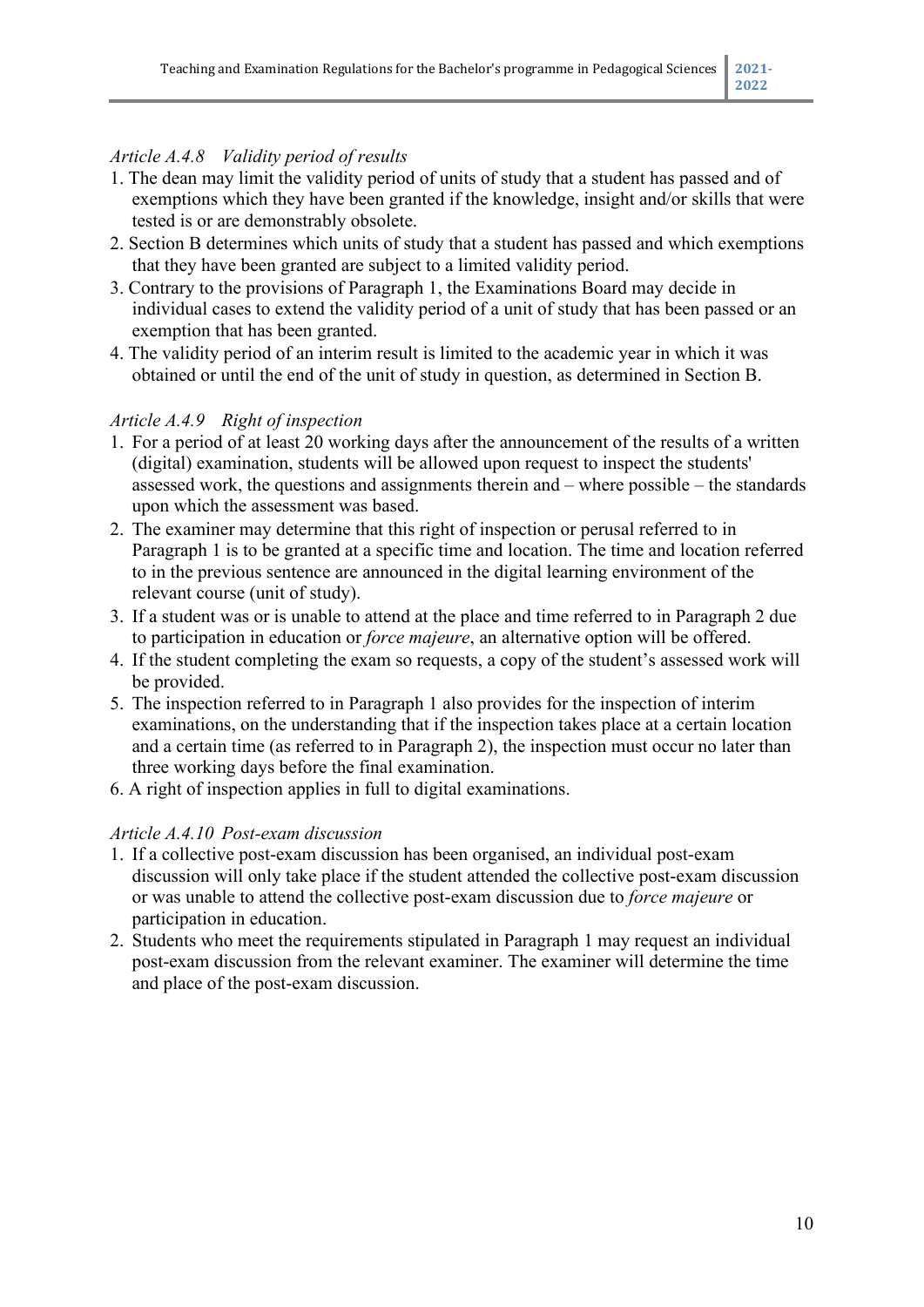*Article A.4.8 Validity period of results*

1. The dean may limit the validity period of units of study that a student has passed and of exemptions which they have been granted if the knowledge, insight and/or skills that were tested is or are demonstrably obsolete.
2. Section B determines which units of study that a student has passed and which exemptions that they have been granted are subject to a limited validity period.
3. Contrary to the provisions of Paragraph 1, the Examinations Board may decide in individual cases to extend the validity period of a unit of study that has been passed or an exemption that has been granted.
4. The validity period of an interim result is limited to the academic year in which it was obtained or until the end of the unit of study in question, as determined in Section B.

*Article A.4.9 Right of inspection*

1. For a period of at least 20 working days after the announcement of the results of a written (digital) examination, students will be allowed upon request to inspect the students' assessed work, the questions and assignments therein and – where possible – the standards upon which the assessment was based.
2. The examiner may determine that this right of inspection or perusal referred to in Paragraph 1 is to be granted at a specific time and location. The time and location referred to in the previous sentence are announced in the digital learning environment of the relevant course (unit of study).
3. If a student was or is unable to attend at the place and time referred to in Paragraph 2 due to participation in education or *force majeure*, an alternative option will be offered.
4. If the student completing the exam so requests, a copy of the student's assessed work will be provided.
5. The inspection referred to in Paragraph 1 also provides for the inspection of interim examinations, on the understanding that if the inspection takes place at a certain location and a certain time (as referred to in Paragraph 2), the inspection must occur no later than three working days before the final examination.
6. A right of inspection applies in full to digital examinations.

*Article A.4.10 Post-exam discussion*

1. If a collective post-exam discussion has been organised, an individual post-exam discussion will only take place if the student attended the collective post-exam discussion or was unable to attend the collective post-exam discussion due to *force majeure* or participation in education.
2. Students who meet the requirements stipulated in Paragraph 1 may request an individual post-exam discussion from the relevant examiner. The examiner will determine the time and place of the post-exam discussion.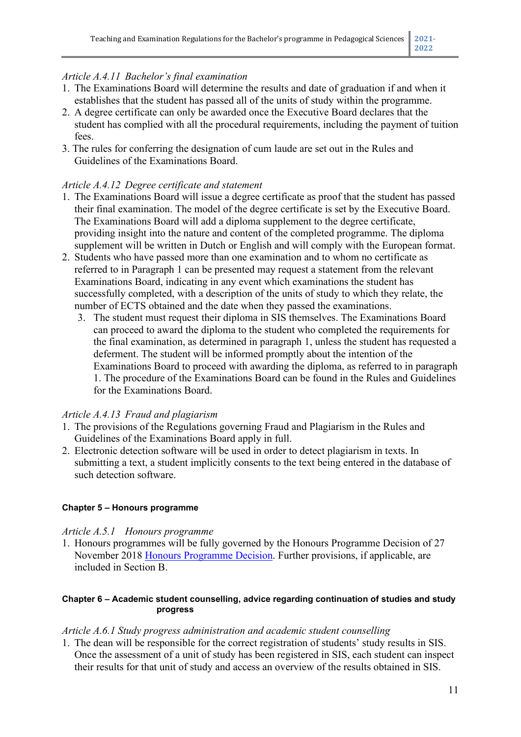*Article A.4.11 Bachelor's final examination*

1. The Examinations Board will determine the results and date of graduation if and when it establishes that the student has passed all of the units of study within the programme.
2. A degree certificate can only be awarded once the Executive Board declares that the student has complied with all the procedural requirements, including the payment of tuition fees.
3. The rules for conferring the designation of cum laude are set out in the Rules and Guidelines of the Examinations Board.

*Article A.4.12 Degree certificate and statement*

1. The Examinations Board will issue a degree certificate as proof that the student has passed their final examination. The model of the degree certificate is set by the Executive Board. The Examinations Board will add a diploma supplement to the degree certificate, providing insight into the nature and content of the completed programme. The diploma supplement will be written in Dutch or English and will comply with the European format.
2. Students who have passed more than one examination and to whom no certificate as referred to in Paragraph 1 can be presented may request a statement from the relevant Examinations Board, indicating in any event which examinations the student has successfully completed, with a description of the units of study to which they relate, the number of ECTS obtained and the date when they passed the examinations.
3. The student must request their diploma in SIS themselves. The Examinations Board can proceed to award the diploma to the student who completed the requirements for the final examination, as determined in paragraph 1, unless the student has requested a deferment. The student will be informed promptly about the intention of the Examinations Board to proceed with awarding the diploma, as referred to in paragraph 1. The procedure of the Examinations Board can be found in the Rules and Guidelines for the Examinations Board.

*Article A.4.13 Fraud and plagiarism*

1. The provisions of the Regulations governing Fraud and Plagiarism in the Rules and Guidelines of the Examinations Board apply in full.
2. Electronic detection software will be used in order to detect plagiarism in texts. In submitting a text, a student implicitly consents to the text being entered in the database of such detection software.

**Chapter 5 – Honours programme**

*Article A.5.1 Honours programme*

1. Honours programmes will be fully governed by the Honours Programme Decision of 27 November 2018 Honours Programme Decision. Further provisions, if applicable, are included in Section B.

**Chapter 6 – Academic student counselling, advice regarding continuation of studies and study progress**

*Article A.6.1 Study progress administration and academic student counselling*

1. The dean will be responsible for the correct registration of students' study results in SIS. Once the assessment of a unit of study has been registered in SIS, each student can inspect their results for that unit of study and access an overview of the results obtained in SIS.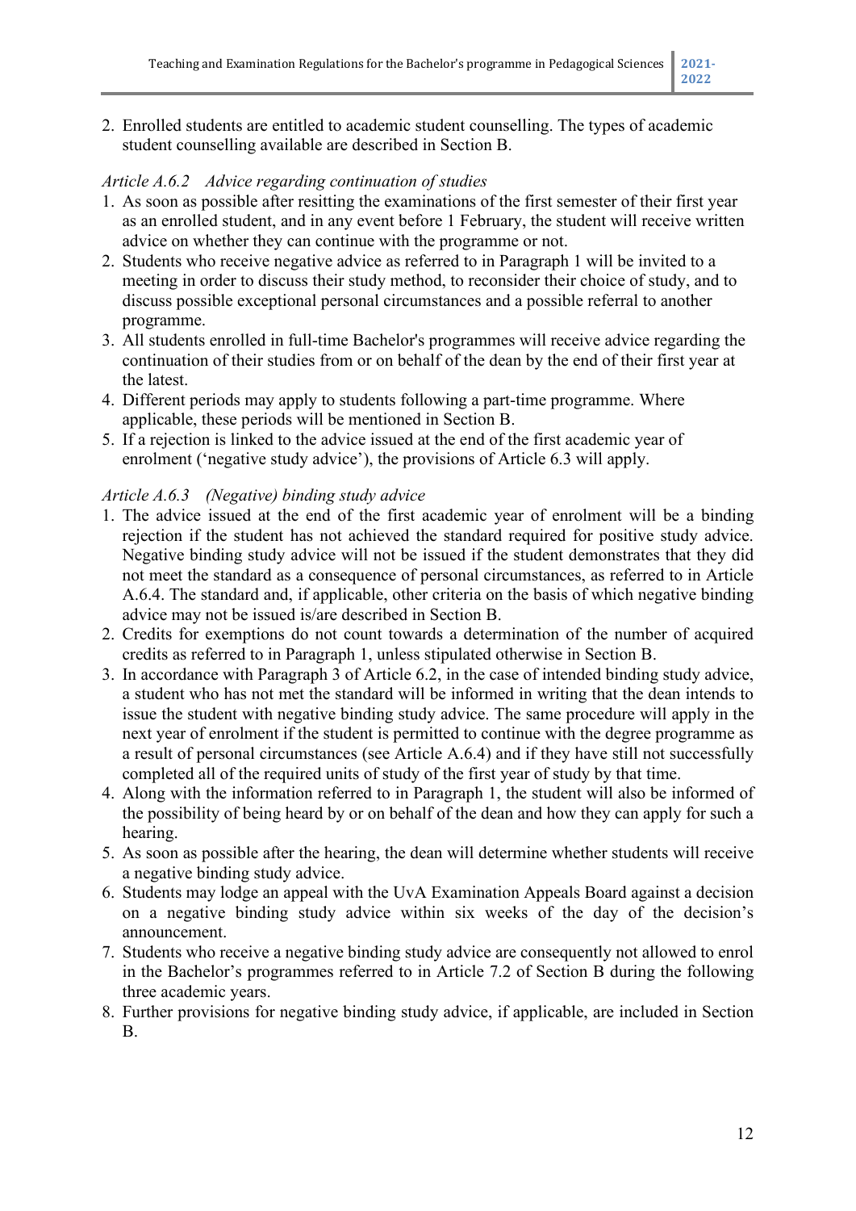2. Enrolled students are entitled to academic student counselling. The types of academic student counselling available are described in Section B.

*Article A.6.2 Advice regarding continuation of studies*

1. As soon as possible after resitting the examinations of the first semester of their first year as an enrolled student, and in any event before 1 February, the student will receive written advice on whether they can continue with the programme or not.
2. Students who receive negative advice as referred to in Paragraph 1 will be invited to a meeting in order to discuss their study method, to reconsider their choice of study, and to discuss possible exceptional personal circumstances and a possible referral to another programme.
3. All students enrolled in full-time Bachelor's programmes will receive advice regarding the continuation of their studies from or on behalf of the dean by the end of their first year at the latest.
4. Different periods may apply to students following a part-time programme. Where applicable, these periods will be mentioned in Section B.
5. If a rejection is linked to the advice issued at the end of the first academic year of enrolment ('negative study advice'), the provisions of Article 6.3 will apply.

*Article A.6.3 (Negative) binding study advice*

1. The advice issued at the end of the first academic year of enrolment will be a binding rejection if the student has not achieved the standard required for positive study advice. Negative binding study advice will not be issued if the student demonstrates that they did not meet the standard as a consequence of personal circumstances, as referred to in Article A.6.4. The standard and, if applicable, other criteria on the basis of which negative binding advice may not be issued is/are described in Section B.
2. Credits for exemptions do not count towards a determination of the number of acquired credits as referred to in Paragraph 1, unless stipulated otherwise in Section B.
3. In accordance with Paragraph 3 of Article 6.2, in the case of intended binding study advice, a student who has not met the standard will be informed in writing that the dean intends to issue the student with negative binding study advice. The same procedure will apply in the next year of enrolment if the student is permitted to continue with the degree programme as a result of personal circumstances (see Article A.6.4) and if they have still not successfully completed all of the required units of study of the first year of study by that time.
4. Along with the information referred to in Paragraph 1, the student will also be informed of the possibility of being heard by or on behalf of the dean and how they can apply for such a hearing.
5. As soon as possible after the hearing, the dean will determine whether students will receive a negative binding study advice.
6. Students may lodge an appeal with the UvA Examination Appeals Board against a decision on a negative binding study advice within six weeks of the day of the decision's announcement.
7. Students who receive a negative binding study advice are consequently not allowed to enrol in the Bachelor's programmes referred to in Article 7.2 of Section B during the following three academic years.
8. Further provisions for negative binding study advice, if applicable, are included in Section B.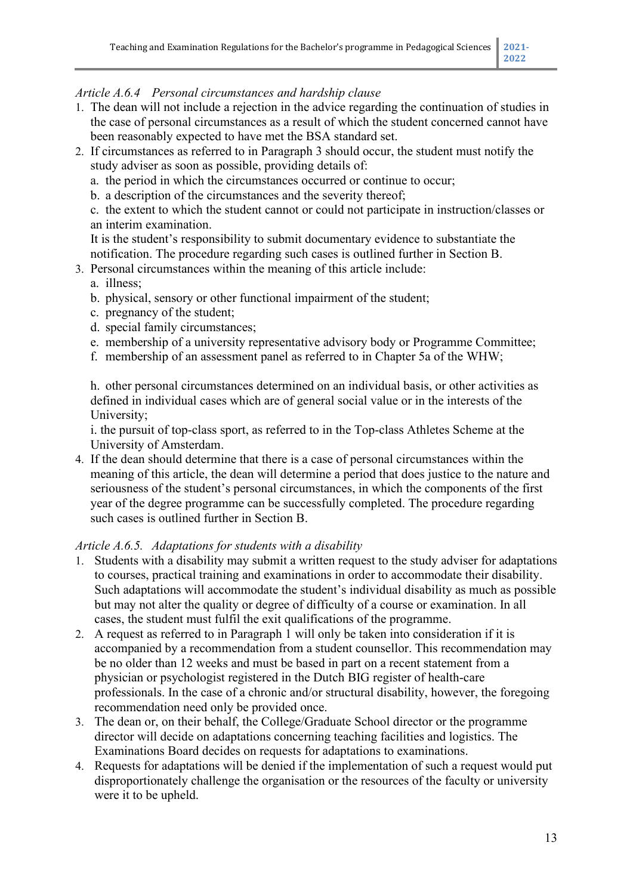*Article A.6.4 Personal circumstances and hardship clause*

1. The dean will not include a rejection in the advice regarding the continuation of studies in the case of personal circumstances as a result of which the student concerned cannot have been reasonably expected to have met the BSA standard set.
2. If circumstances as referred to in Paragraph 3 should occur, the student must notify the study adviser as soon as possible, providing details of:
   a. the period in which the circumstances occurred or continue to occur;
   b. a description of the circumstances and the severity thereof;
   c. the extent to which the student cannot or could not participate in instruction/classes or an interim examination.

   It is the student's responsibility to submit documentary evidence to substantiate the notification. The procedure regarding such cases is outlined further in Section B.
3. Personal circumstances within the meaning of this article include:
   a. illness;
   b. physical, sensory or other functional impairment of the student;
   c. pregnancy of the student;
   d. special family circumstances;
   e. membership of a university representative advisory body or Programme Committee;
   f. membership of an assessment panel as referred to in Chapter 5a of the WHW;

   h. other personal circumstances determined on an individual basis, or other activities as defined in individual cases which are of general social value or in the interests of the University;
   i. the pursuit of top-class sport, as referred to in the Top-class Athletes Scheme at the University of Amsterdam.
4. If the dean should determine that there is a case of personal circumstances within the meaning of this article, the dean will determine a period that does justice to the nature and seriousness of the student's personal circumstances, in which the components of the first year of the degree programme can be successfully completed. The procedure regarding such cases is outlined further in Section B.

*Article A.6.5. Adaptations for students with a disability*

1. Students with a disability may submit a written request to the study adviser for adaptations to courses, practical training and examinations in order to accommodate their disability. Such adaptations will accommodate the student's individual disability as much as possible but may not alter the quality or degree of difficulty of a course or examination. In all cases, the student must fulfil the exit qualifications of the programme.
2. A request as referred to in Paragraph 1 will only be taken into consideration if it is accompanied by a recommendation from a student counsellor. This recommendation may be no older than 12 weeks and must be based in part on a recent statement from a physician or psychologist registered in the Dutch BIG register of health-care professionals. In the case of a chronic and/or structural disability, however, the foregoing recommendation need only be provided once.
3. The dean or, on their behalf, the College/Graduate School director or the programme director will decide on adaptations concerning teaching facilities and logistics. The Examinations Board decides on requests for adaptations to examinations.
4. Requests for adaptations will be denied if the implementation of such a request would put disproportionately challenge the organisation or the resources of the faculty or university were it to be upheld.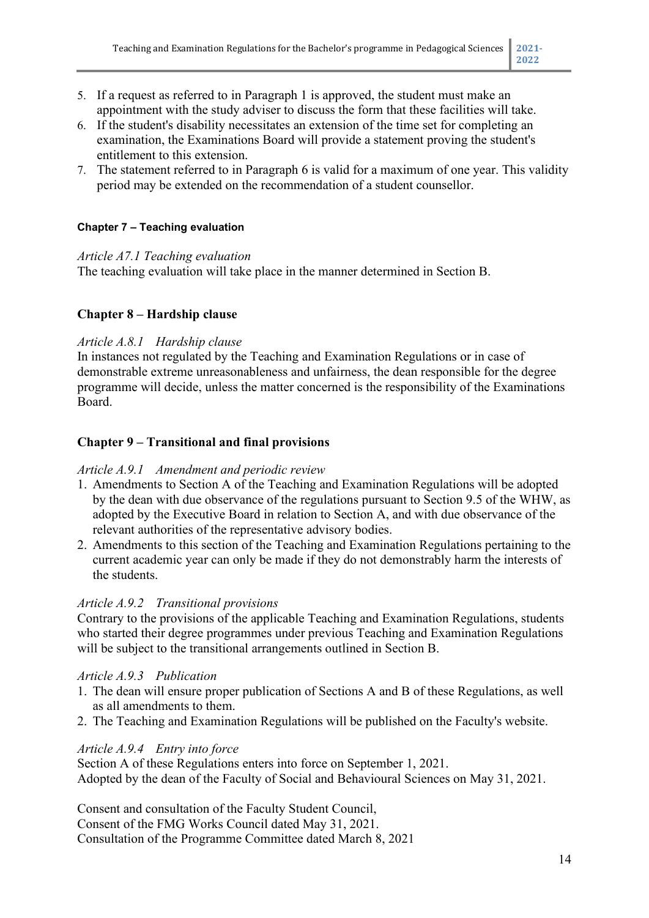5. If a request as referred to in Paragraph 1 is approved, the student must make an appointment with the study adviser to discuss the form that these facilities will take.
6. If the student's disability necessitates an extension of the time set for completing an examination, the Examinations Board will provide a statement proving the student's entitlement to this extension.
7. The statement referred to in Paragraph 6 is valid for a maximum of one year. This validity period may be extended on the recommendation of a student counsellor.

#### Chapter 7 – Teaching evaluation

*Article A7.1 Teaching evaluation*
The teaching evaluation will take place in the manner determined in Section B.

## Chapter 8 – Hardship clause

*Article A.8.1 Hardship clause*
In instances not regulated by the Teaching and Examination Regulations or in case of demonstrable extreme unreasonableness and unfairness, the dean responsible for the degree programme will decide, unless the matter concerned is the responsibility of the Examinations Board.

## Chapter 9 – Transitional and final provisions

*Article A.9.1 Amendment and periodic review*
1. Amendments to Section A of the Teaching and Examination Regulations will be adopted by the dean with due observance of the regulations pursuant to Section 9.5 of the WHW, as adopted by the Executive Board in relation to Section A, and with due observance of the relevant authorities of the representative advisory bodies.
2. Amendments to this section of the Teaching and Examination Regulations pertaining to the current academic year can only be made if they do not demonstrably harm the interests of the students.

*Article A.9.2 Transitional provisions*
Contrary to the provisions of the applicable Teaching and Examination Regulations, students who started their degree programmes under previous Teaching and Examination Regulations will be subject to the transitional arrangements outlined in Section B.

*Article A.9.3 Publication*
1. The dean will ensure proper publication of Sections A and B of these Regulations, as well as all amendments to them.
2. The Teaching and Examination Regulations will be published on the Faculty's website.

*Article A.9.4 Entry into force*
Section A of these Regulations enters into force on September 1, 2021.
Adopted by the dean of the Faculty of Social and Behavioural Sciences on May 31, 2021.

Consent and consultation of the Faculty Student Council,
Consent of the FMG Works Council dated May 31, 2021.
Consultation of the Programme Committee dated March 8, 2021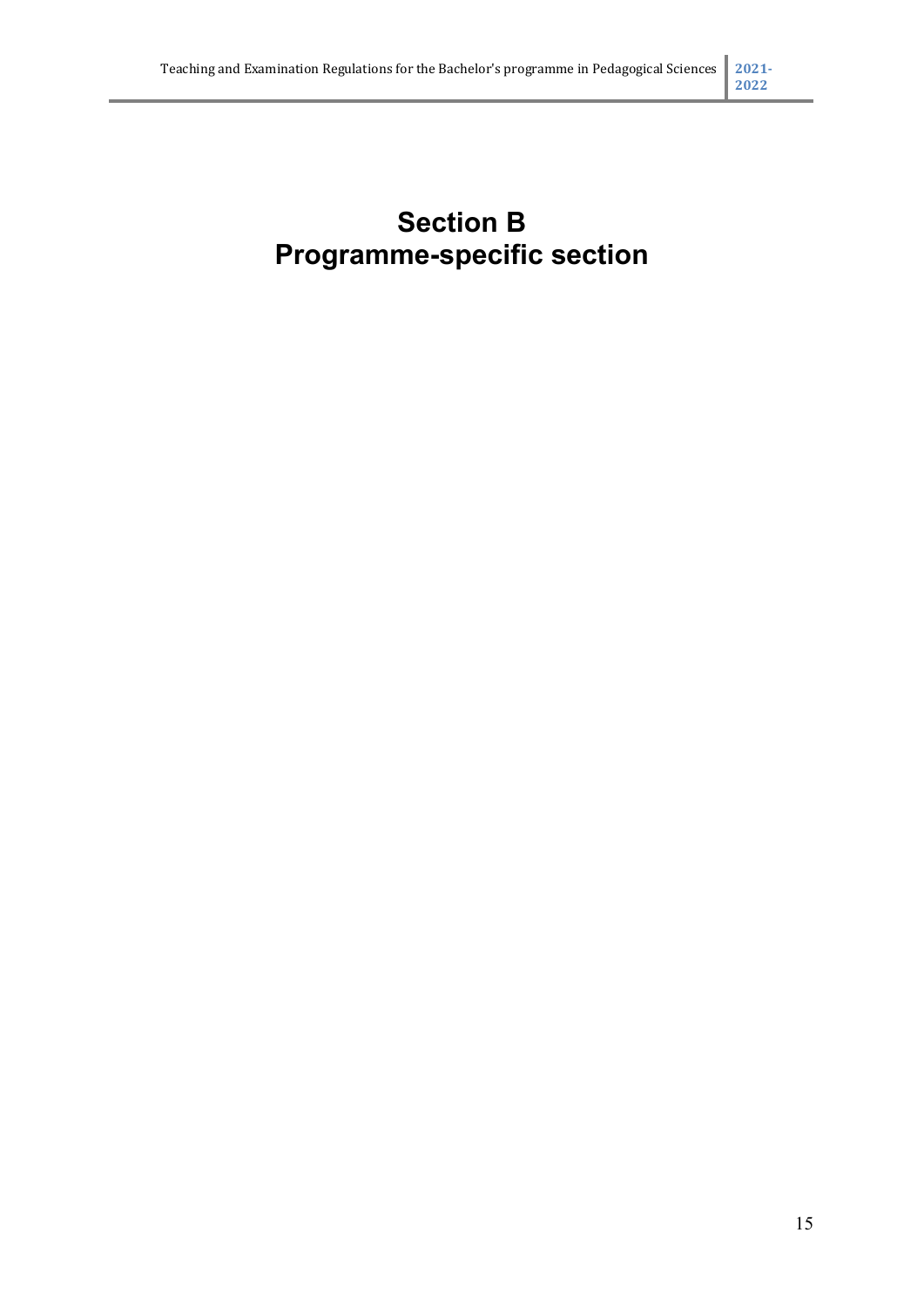# Section B
# Programme-specific section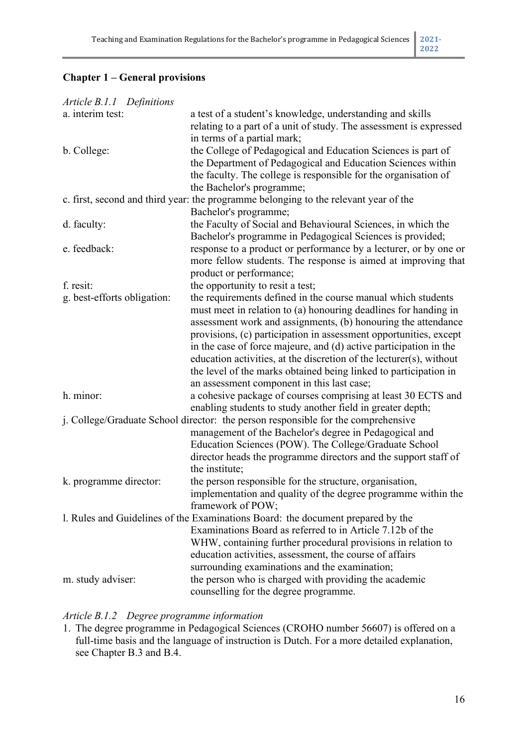## Chapter 1 – General provisions

*Article B.1.1 Definitions*

a. interim test: a test of a student's knowledge, understanding and skills relating to a part of a unit of study. The assessment is expressed in terms of a partial mark;

b. College: the College of Pedagogical and Education Sciences is part of the Department of Pedagogical and Education Sciences within the faculty. The college is responsible for the organisation of the Bachelor's programme;

c. first, second and third year: the programme belonging to the relevant year of the Bachelor's programme;

d. faculty: the Faculty of Social and Behavioural Sciences, in which the Bachelor's programme in Pedagogical Sciences is provided;

e. feedback: response to a product or performance by a lecturer, or by one or more fellow students. The response is aimed at improving that product or performance;

f. resit: the opportunity to resit a test;

g. best-efforts obligation: the requirements defined in the course manual which students must meet in relation to (a) honouring deadlines for handing in assessment work and assignments, (b) honouring the attendance provisions, (c) participation in assessment opportunities, except in the case of force majeure, and (d) active participation in the education activities, at the discretion of the lecturer(s), without the level of the marks obtained being linked to participation in an assessment component in this last case;

h. minor: a cohesive package of courses comprising at least 30 ECTS and enabling students to study another field in greater depth;

j. College/Graduate School director: the person responsible for the comprehensive management of the Bachelor's degree in Pedagogical and Education Sciences (POW). The College/Graduate School director heads the programme directors and the support staff of the institute;

k. programme director: the person responsible for the structure, organisation, implementation and quality of the degree programme within the framework of POW;

l. Rules and Guidelines of the Examinations Board: the document prepared by the Examinations Board as referred to in Article 7.12b of the WHW, containing further procedural provisions in relation to education activities, assessment, the course of affairs surrounding examinations and the examination;

m. study adviser: the person who is charged with providing the academic counselling for the degree programme.

*Article B.1.2 Degree programme information*

1. The degree programme in Pedagogical Sciences (CROHO number 56607) is offered on a full-time basis and the language of instruction is Dutch. For a more detailed explanation, see Chapter B.3 and B.4.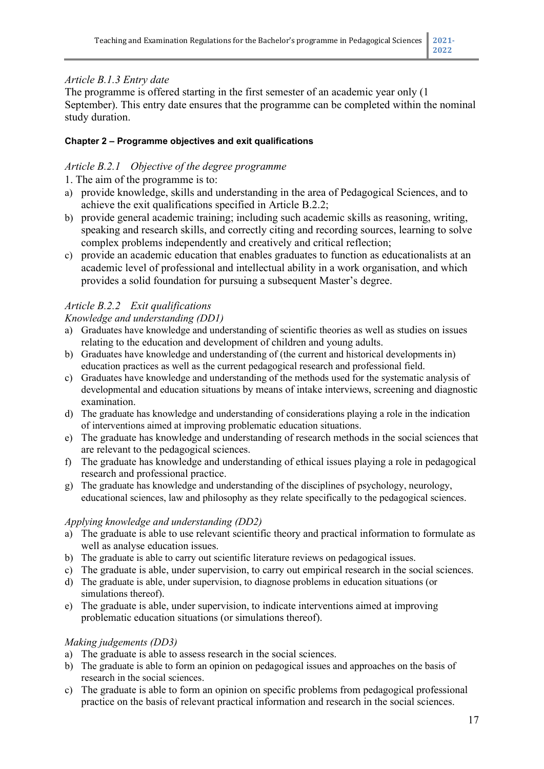*Article B.1.3 Entry date*

The programme is offered starting in the first semester of an academic year only (1 September). This entry date ensures that the programme can be completed within the nominal study duration.

**Chapter 2 – Programme objectives and exit qualifications**

*Article B.2.1 Objective of the degree programme*

1. The aim of the programme is to:

a) provide knowledge, skills and understanding in the area of Pedagogical Sciences, and to achieve the exit qualifications specified in Article B.2.2;
b) provide general academic training; including such academic skills as reasoning, writing, speaking and research skills, and correctly citing and recording sources, learning to solve complex problems independently and creatively and critical reflection;
c) provide an academic education that enables graduates to function as educationalists at an academic level of professional and intellectual ability in a work organisation, and which provides a solid foundation for pursuing a subsequent Master's degree.

*Article B.2.2 Exit qualifications*

*Knowledge and understanding (DD1)*

a) Graduates have knowledge and understanding of scientific theories as well as studies on issues relating to the education and development of children and young adults.
b) Graduates have knowledge and understanding of (the current and historical developments in) education practices as well as the current pedagogical research and professional field.
c) Graduates have knowledge and understanding of the methods used for the systematic analysis of developmental and education situations by means of intake interviews, screening and diagnostic examination.
d) The graduate has knowledge and understanding of considerations playing a role in the indication of interventions aimed at improving problematic education situations.
e) The graduate has knowledge and understanding of research methods in the social sciences that are relevant to the pedagogical sciences.
f) The graduate has knowledge and understanding of ethical issues playing a role in pedagogical research and professional practice.
g) The graduate has knowledge and understanding of the disciplines of psychology, neurology, educational sciences, law and philosophy as they relate specifically to the pedagogical sciences.

*Applying knowledge and understanding (DD2)*

a) The graduate is able to use relevant scientific theory and practical information to formulate as well as analyse education issues.
b) The graduate is able to carry out scientific literature reviews on pedagogical issues.
c) The graduate is able, under supervision, to carry out empirical research in the social sciences.
d) The graduate is able, under supervision, to diagnose problems in education situations (or simulations thereof).
e) The graduate is able, under supervision, to indicate interventions aimed at improving problematic education situations (or simulations thereof).

*Making judgements (DD3)*

a) The graduate is able to assess research in the social sciences.
b) The graduate is able to form an opinion on pedagogical issues and approaches on the basis of research in the social sciences.
c) The graduate is able to form an opinion on specific problems from pedagogical professional practice on the basis of relevant practical information and research in the social sciences.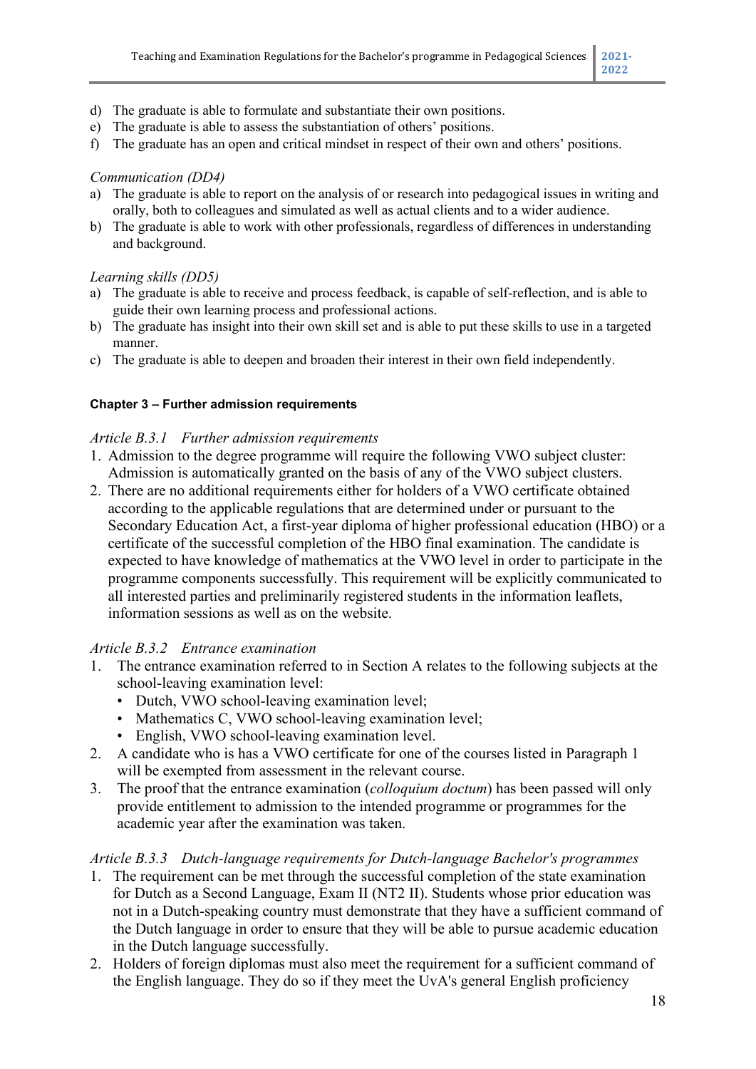d) The graduate is able to formulate and substantiate their own positions.
e) The graduate is able to assess the substantiation of others' positions.
f) The graduate has an open and critical mindset in respect of their own and others' positions.

*Communication (DD4)*

a) The graduate is able to report on the analysis of or research into pedagogical issues in writing and orally, both to colleagues and simulated as well as actual clients and to a wider audience.
b) The graduate is able to work with other professionals, regardless of differences in understanding and background.

*Learning skills (DD5)*

a) The graduate is able to receive and process feedback, is capable of self-reflection, and is able to guide their own learning process and professional actions.
b) The graduate has insight into their own skill set and is able to put these skills to use in a targeted manner.
c) The graduate is able to deepen and broaden their interest in their own field independently.

#### Chapter 3 – Further admission requirements

*Article B.3.1 Further admission requirements*

1. Admission to the degree programme will require the following VWO subject cluster: Admission is automatically granted on the basis of any of the VWO subject clusters.
2. There are no additional requirements either for holders of a VWO certificate obtained according to the applicable regulations that are determined under or pursuant to the Secondary Education Act, a first-year diploma of higher professional education (HBO) or a certificate of the successful completion of the HBO final examination. The candidate is expected to have knowledge of mathematics at the VWO level in order to participate in the programme components successfully. This requirement will be explicitly communicated to all interested parties and preliminarily registered students in the information leaflets, information sessions as well as on the website.

*Article B.3.2 Entrance examination*

1. The entrance examination referred to in Section A relates to the following subjects at the school-leaving examination level:
   - Dutch, VWO school-leaving examination level;
   - Mathematics C, VWO school-leaving examination level;
   - English, VWO school-leaving examination level.
2. A candidate who is has a VWO certificate for one of the courses listed in Paragraph 1 will be exempted from assessment in the relevant course.
3. The proof that the entrance examination (*colloquium doctum*) has been passed will only provide entitlement to admission to the intended programme or programmes for the academic year after the examination was taken.

*Article B.3.3 Dutch-language requirements for Dutch-language Bachelor's programmes*

1. The requirement can be met through the successful completion of the state examination for Dutch as a Second Language, Exam II (NT2 II). Students whose prior education was not in a Dutch-speaking country must demonstrate that they have a sufficient command of the Dutch language in order to ensure that they will be able to pursue academic education in the Dutch language successfully.
2. Holders of foreign diplomas must also meet the requirement for a sufficient command of the English language. They do so if they meet the UvA's general English proficiency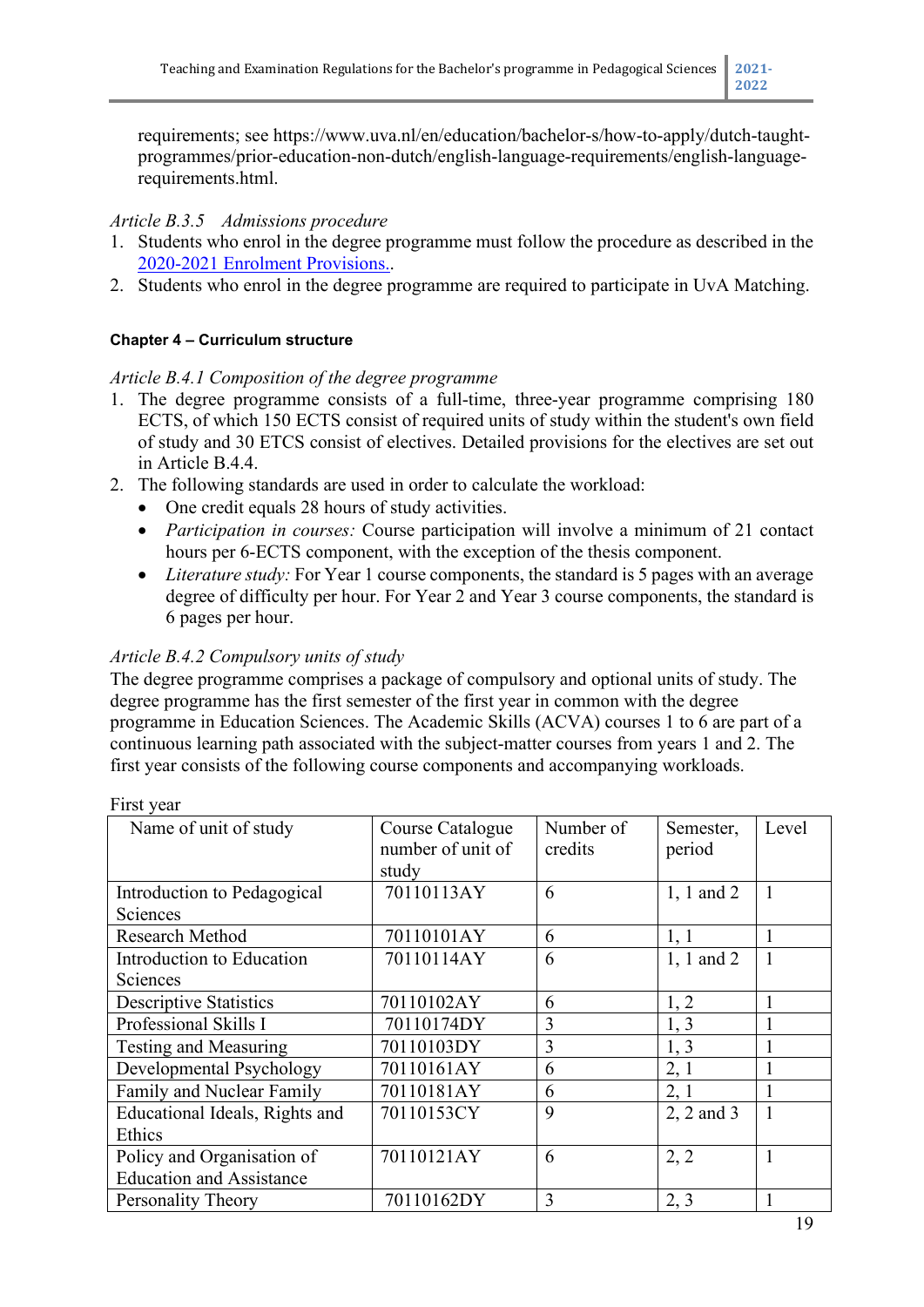requirements; see https://www.uva.nl/en/education/bachelor-s/how-to-apply/dutch-taught-programmes/prior-education-non-dutch/english-language-requirements/english-language-requirements.html.

*Article B.3.5 Admissions procedure*

1. Students who enrol in the degree programme must follow the procedure as described in the 2020-2021 Enrolment Provisions..
2. Students who enrol in the degree programme are required to participate in UvA Matching.

#### Chapter 4 – Curriculum structure

*Article B.4.1 Composition of the degree programme*

1. The degree programme consists of a full-time, three-year programme comprising 180 ECTS, of which 150 ECTS consist of required units of study within the student's own field of study and 30 ETCS consist of electives. Detailed provisions for the electives are set out in Article B.4.4.
2. The following standards are used in order to calculate the workload:
   - One credit equals 28 hours of study activities.
   - *Participation in courses:* Course participation will involve a minimum of 21 contact hours per 6-ECTS component, with the exception of the thesis component.
   - *Literature study:* For Year 1 course components, the standard is 5 pages with an average degree of difficulty per hour. For Year 2 and Year 3 course components, the standard is 6 pages per hour.

*Article B.4.2 Compulsory units of study*

The degree programme comprises a package of compulsory and optional units of study. The degree programme has the first semester of the first year in common with the degree programme in Education Sciences. The Academic Skills (ACVA) courses 1 to 6 are part of a continuous learning path associated with the subject-matter courses from years 1 and 2. The first year consists of the following course components and accompanying workloads.

First year

| Name of unit of study | Course Catalogue number of unit of study | Number of credits | Semester, period | Level |
|---|---|---|---|---|
| Introduction to Pedagogical Sciences | 70110113AY | 6 | 1, 1 and 2 | 1 |
| Research Method | 70110101AY | 6 | 1, 1 | 1 |
| Introduction to Education Sciences | 70110114AY | 6 | 1, 1 and 2 | 1 |
| Descriptive Statistics | 70110102AY | 6 | 1, 2 | 1 |
| Professional Skills I | 70110174DY | 3 | 1, 3 | 1 |
| Testing and Measuring | 70110103DY | 3 | 1, 3 | 1 |
| Developmental Psychology | 70110161AY | 6 | 2, 1 | 1 |
| Family and Nuclear Family | 70110181AY | 6 | 2, 1 | 1 |
| Educational Ideals, Rights and Ethics | 70110153CY | 9 | 2, 2 and 3 | 1 |
| Policy and Organisation of Education and Assistance | 70110121AY | 6 | 2, 2 | 1 |
| Personality Theory | 70110162DY | 3 | 2, 3 | 1 |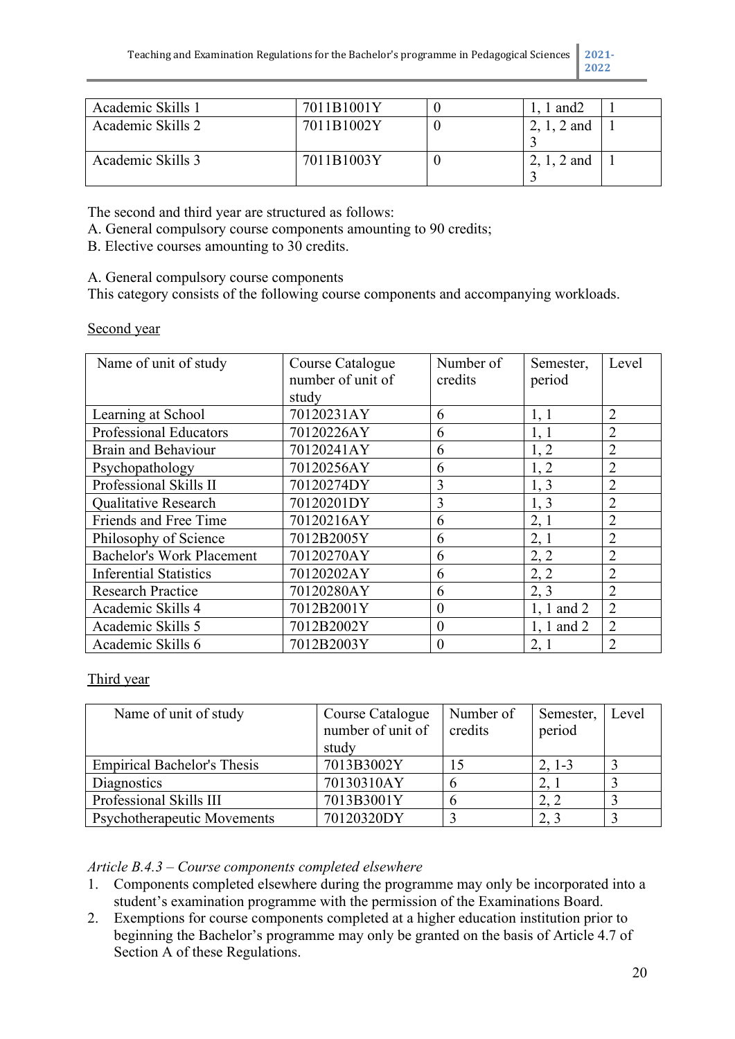| | | | | |
|---|---|---|---|---|
| Academic Skills 1 | 7011B1001Y | 0 | 1, 1 and2 | 1 |
| Academic Skills 2 | 7011B1002Y | 0 | 2, 1, 2 and 3 | 1 |
| Academic Skills 3 | 7011B1003Y | 0 | 2, 1, 2 and 3 | 1 |

The second and third year are structured as follows:
A. General compulsory course components amounting to 90 credits;
B. Elective courses amounting to 30 credits.

A. General compulsory course components
This category consists of the following course components and accompanying workloads.

<u>Second year</u>

| Name of unit of study | Course Catalogue number of unit of study | Number of credits | Semester, period | Level |
|---|---|---|---|---|
| Learning at School | 70120231AY | 6 | 1, 1 | 2 |
| Professional Educators | 70120226AY | 6 | 1, 1 | 2 |
| Brain and Behaviour | 70120241AY | 6 | 1, 2 | 2 |
| Psychopathology | 70120256AY | 6 | 1, 2 | 2 |
| Professional Skills II | 70120274DY | 3 | 1, 3 | 2 |
| Qualitative Research | 70120201DY | 3 | 1, 3 | 2 |
| Friends and Free Time | 70120216AY | 6 | 2, 1 | 2 |
| Philosophy of Science | 7012B2005Y | 6 | 2, 1 | 2 |
| Bachelor's Work Placement | 70120270AY | 6 | 2, 2 | 2 |
| Inferential Statistics | 70120202AY | 6 | 2, 2 | 2 |
| Research Practice | 70120280AY | 6 | 2, 3 | 2 |
| Academic Skills 4 | 7012B2001Y | 0 | 1, 1 and 2 | 2 |
| Academic Skills 5 | 7012B2002Y | 0 | 1, 1 and 2 | 2 |
| Academic Skills 6 | 7012B2003Y | 0 | 2, 1 | 2 |

<u>Third year</u>

| Name of unit of study | Course Catalogue number of unit of study | Number of credits | Semester, period | Level |
|---|---|---|---|---|
| Empirical Bachelor's Thesis | 7013B3002Y | 15 | 2, 1-3 | 3 |
| Diagnostics | 70130310AY | 6 | 2, 1 | 3 |
| Professional Skills III | 7013B3001Y | 6 | 2, 2 | 3 |
| Psychotherapeutic Movements | 70120320DY | 3 | 2, 3 | 3 |

*Article B.4.3 – Course components completed elsewhere*

1. Components completed elsewhere during the programme may only be incorporated into a student's examination programme with the permission of the Examinations Board.
2. Exemptions for course components completed at a higher education institution prior to beginning the Bachelor's programme may only be granted on the basis of Article 4.7 of Section A of these Regulations.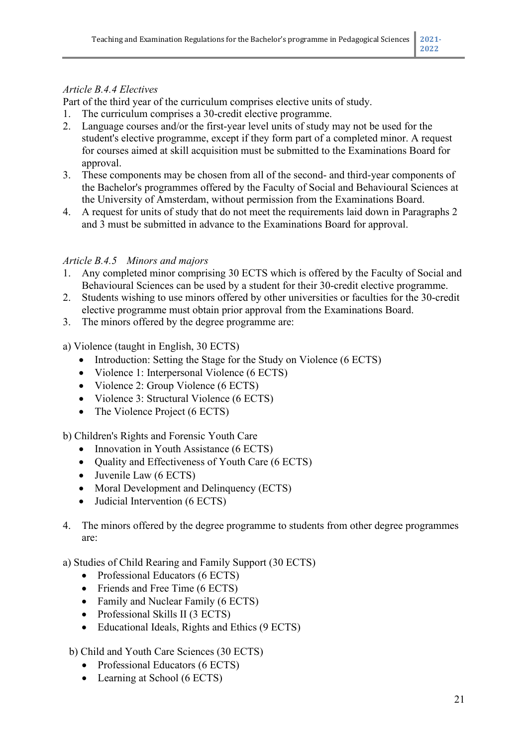*Article B.4.4 Electives*

Part of the third year of the curriculum comprises elective units of study.

1. The curriculum comprises a 30-credit elective programme.
2. Language courses and/or the first-year level units of study may not be used for the student's elective programme, except if they form part of a completed minor. A request for courses aimed at skill acquisition must be submitted to the Examinations Board for approval.
3. These components may be chosen from all of the second- and third-year components of the Bachelor's programmes offered by the Faculty of Social and Behavioural Sciences at the University of Amsterdam, without permission from the Examinations Board.
4. A request for units of study that do not meet the requirements laid down in Paragraphs 2 and 3 must be submitted in advance to the Examinations Board for approval.

*Article B.4.5 Minors and majors*

1. Any completed minor comprising 30 ECTS which is offered by the Faculty of Social and Behavioural Sciences can be used by a student for their 30-credit elective programme.
2. Students wishing to use minors offered by other universities or faculties for the 30-credit elective programme must obtain prior approval from the Examinations Board.
3. The minors offered by the degree programme are:

a) Violence (taught in English, 30 ECTS)

- Introduction: Setting the Stage for the Study on Violence (6 ECTS)
- Violence 1: Interpersonal Violence (6 ECTS)
- Violence 2: Group Violence (6 ECTS)
- Violence 3: Structural Violence (6 ECTS)
- The Violence Project (6 ECTS)

b) Children's Rights and Forensic Youth Care

- Innovation in Youth Assistance (6 ECTS)
- Quality and Effectiveness of Youth Care (6 ECTS)
- Juvenile Law (6 ECTS)
- Moral Development and Delinquency (ECTS)
- Judicial Intervention (6 ECTS)

4. The minors offered by the degree programme to students from other degree programmes are:

a) Studies of Child Rearing and Family Support (30 ECTS)

- Professional Educators (6 ECTS)
- Friends and Free Time (6 ECTS)
- Family and Nuclear Family (6 ECTS)
- Professional Skills II (3 ECTS)
- Educational Ideals, Rights and Ethics (9 ECTS)

b) Child and Youth Care Sciences (30 ECTS)

- Professional Educators (6 ECTS)
- Learning at School (6 ECTS)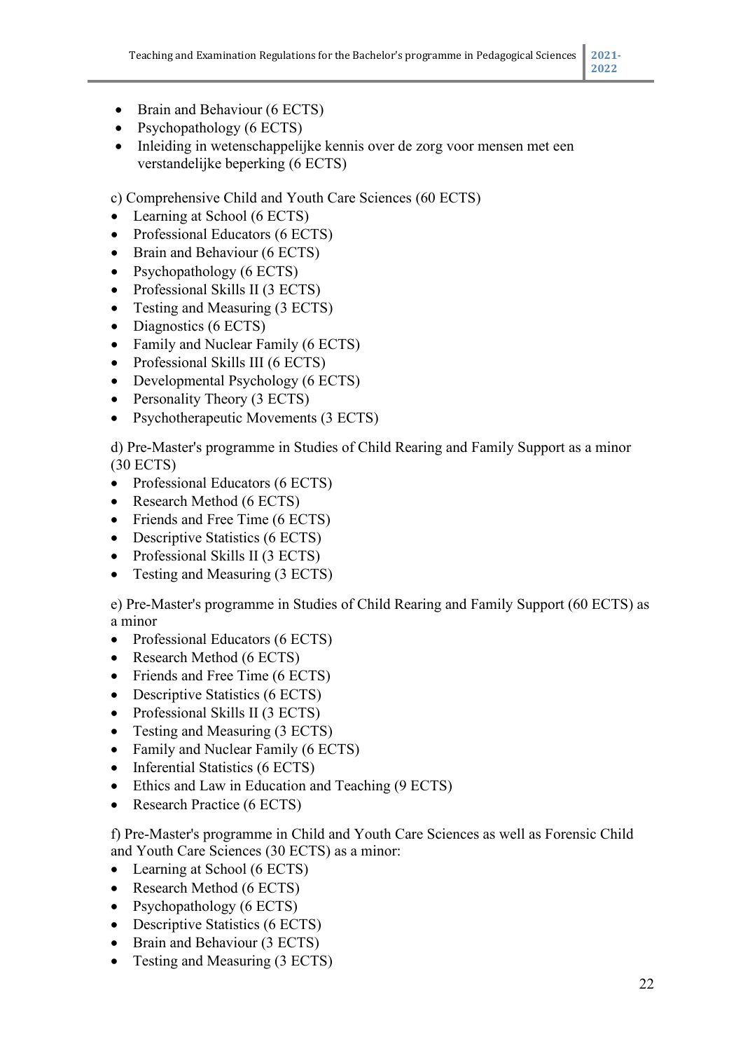- Brain and Behaviour (6 ECTS)
- Psychopathology (6 ECTS)
- Inleiding in wetenschappelijke kennis over de zorg voor mensen met een verstandelijke beperking (6 ECTS)

c) Comprehensive Child and Youth Care Sciences (60 ECTS)
- Learning at School (6 ECTS)
- Professional Educators (6 ECTS)
- Brain and Behaviour (6 ECTS)
- Psychopathology (6 ECTS)
- Professional Skills II (3 ECTS)
- Testing and Measuring (3 ECTS)
- Diagnostics (6 ECTS)
- Family and Nuclear Family (6 ECTS)
- Professional Skills III (6 ECTS)
- Developmental Psychology (6 ECTS)
- Personality Theory (3 ECTS)
- Psychotherapeutic Movements (3 ECTS)

d) Pre-Master's programme in Studies of Child Rearing and Family Support as a minor (30 ECTS)
- Professional Educators (6 ECTS)
- Research Method (6 ECTS)
- Friends and Free Time (6 ECTS)
- Descriptive Statistics (6 ECTS)
- Professional Skills II (3 ECTS)
- Testing and Measuring (3 ECTS)

e) Pre-Master's programme in Studies of Child Rearing and Family Support (60 ECTS) as a minor
- Professional Educators (6 ECTS)
- Research Method (6 ECTS)
- Friends and Free Time (6 ECTS)
- Descriptive Statistics (6 ECTS)
- Professional Skills II (3 ECTS)
- Testing and Measuring (3 ECTS)
- Family and Nuclear Family (6 ECTS)
- Inferential Statistics (6 ECTS)
- Ethics and Law in Education and Teaching (9 ECTS)
- Research Practice (6 ECTS)

f) Pre-Master's programme in Child and Youth Care Sciences as well as Forensic Child and Youth Care Sciences (30 ECTS) as a minor:
- Learning at School (6 ECTS)
- Research Method (6 ECTS)
- Psychopathology (6 ECTS)
- Descriptive Statistics (6 ECTS)
- Brain and Behaviour (3 ECTS)
- Testing and Measuring (3 ECTS)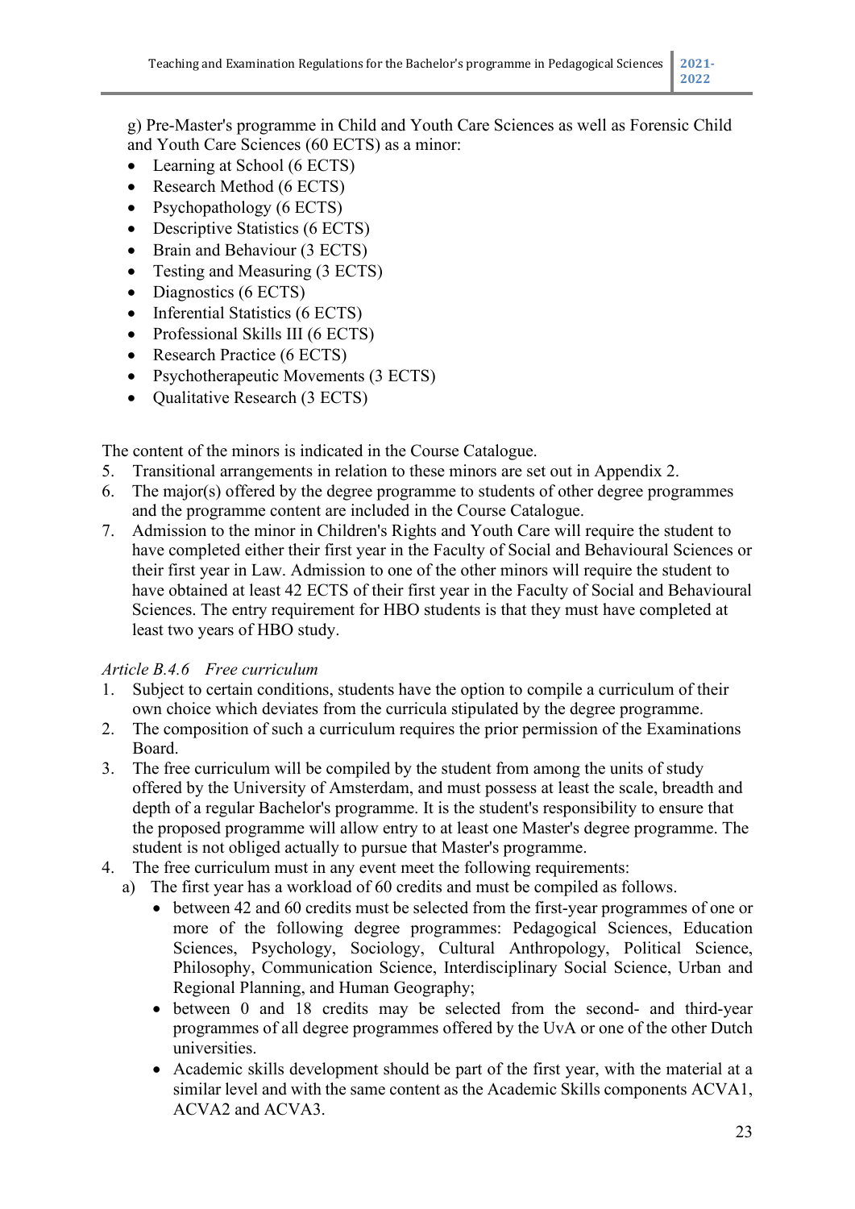g) Pre-Master's programme in Child and Youth Care Sciences as well as Forensic Child and Youth Care Sciences (60 ECTS) as a minor:

- Learning at School (6 ECTS)
- Research Method (6 ECTS)
- Psychopathology (6 ECTS)
- Descriptive Statistics (6 ECTS)
- Brain and Behaviour (3 ECTS)
- Testing and Measuring (3 ECTS)
- Diagnostics (6 ECTS)
- Inferential Statistics (6 ECTS)
- Professional Skills III (6 ECTS)
- Research Practice (6 ECTS)
- Psychotherapeutic Movements (3 ECTS)
- Qualitative Research (3 ECTS)

The content of the minors is indicated in the Course Catalogue.

5. Transitional arrangements in relation to these minors are set out in Appendix 2.
6. The major(s) offered by the degree programme to students of other degree programmes and the programme content are included in the Course Catalogue.
7. Admission to the minor in Children's Rights and Youth Care will require the student to have completed either their first year in the Faculty of Social and Behavioural Sciences or their first year in Law. Admission to one of the other minors will require the student to have obtained at least 42 ECTS of their first year in the Faculty of Social and Behavioural Sciences. The entry requirement for HBO students is that they must have completed at least two years of HBO study.

*Article B.4.6 Free curriculum*

1. Subject to certain conditions, students have the option to compile a curriculum of their own choice which deviates from the curricula stipulated by the degree programme.
2. The composition of such a curriculum requires the prior permission of the Examinations Board.
3. The free curriculum will be compiled by the student from among the units of study offered by the University of Amsterdam, and must possess at least the scale, breadth and depth of a regular Bachelor's programme. It is the student's responsibility to ensure that the proposed programme will allow entry to at least one Master's degree programme. The student is not obliged actually to pursue that Master's programme.
4. The free curriculum must in any event meet the following requirements:
   a) The first year has a workload of 60 credits and must be compiled as follows.
      - between 42 and 60 credits must be selected from the first-year programmes of one or more of the following degree programmes: Pedagogical Sciences, Education Sciences, Psychology, Sociology, Cultural Anthropology, Political Science, Philosophy, Communication Science, Interdisciplinary Social Science, Urban and Regional Planning, and Human Geography;
      - between 0 and 18 credits may be selected from the second- and third-year programmes of all degree programmes offered by the UvA or one of the other Dutch universities.
      - Academic skills development should be part of the first year, with the material at a similar level and with the same content as the Academic Skills components ACVA1, ACVA2 and ACVA3.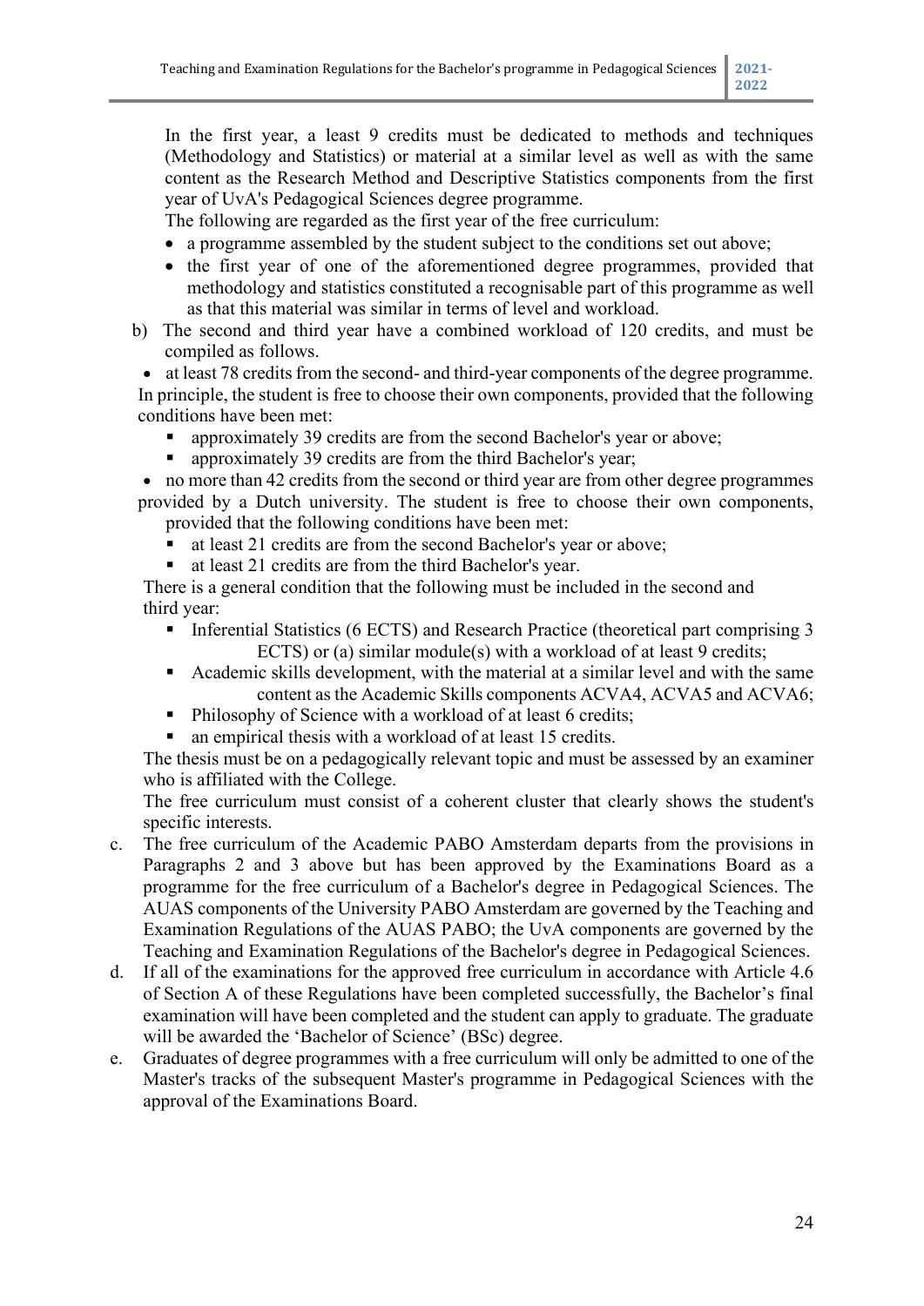In the first year, a least 9 credits must be dedicated to methods and techniques (Methodology and Statistics) or material at a similar level as well as with the same content as the Research Method and Descriptive Statistics components from the first year of UvA's Pedagogical Sciences degree programme.

The following are regarded as the first year of the free curriculum:

- a programme assembled by the student subject to the conditions set out above;
- the first year of one of the aforementioned degree programmes, provided that methodology and statistics constituted a recognisable part of this programme as well as that this material was similar in terms of level and workload.

b) The second and third year have a combined workload of 120 credits, and must be compiled as follows.

- at least 78 credits from the second- and third-year components of the degree programme.

In principle, the student is free to choose their own components, provided that the following conditions have been met:

  - approximately 39 credits are from the second Bachelor's year or above;
  - approximately 39 credits are from the third Bachelor's year;

- no more than 42 credits from the second or third year are from other degree programmes provided by a Dutch university. The student is free to choose their own components, provided that the following conditions have been met:
  - at least 21 credits are from the second Bachelor's year or above;
  - at least 21 credits are from the third Bachelor's year.

There is a general condition that the following must be included in the second and third year:

  - Inferential Statistics (6 ECTS) and Research Practice (theoretical part comprising 3 ECTS) or (a) similar module(s) with a workload of at least 9 credits;
  - Academic skills development, with the material at a similar level and with the same content as the Academic Skills components ACVA4, ACVA5 and ACVA6;
  - Philosophy of Science with a workload of at least 6 credits;
  - an empirical thesis with a workload of at least 15 credits.

The thesis must be on a pedagogically relevant topic and must be assessed by an examiner who is affiliated with the College.

The free curriculum must consist of a coherent cluster that clearly shows the student's specific interests.

c. The free curriculum of the Academic PABO Amsterdam departs from the provisions in Paragraphs 2 and 3 above but has been approved by the Examinations Board as a programme for the free curriculum of a Bachelor's degree in Pedagogical Sciences. The AUAS components of the University PABO Amsterdam are governed by the Teaching and Examination Regulations of the AUAS PABO; the UvA components are governed by the Teaching and Examination Regulations of the Bachelor's degree in Pedagogical Sciences.

d. If all of the examinations for the approved free curriculum in accordance with Article 4.6 of Section A of these Regulations have been completed successfully, the Bachelor's final examination will have been completed and the student can apply to graduate. The graduate will be awarded the 'Bachelor of Science' (BSc) degree.

e. Graduates of degree programmes with a free curriculum will only be admitted to one of the Master's tracks of the subsequent Master's programme in Pedagogical Sciences with the approval of the Examinations Board.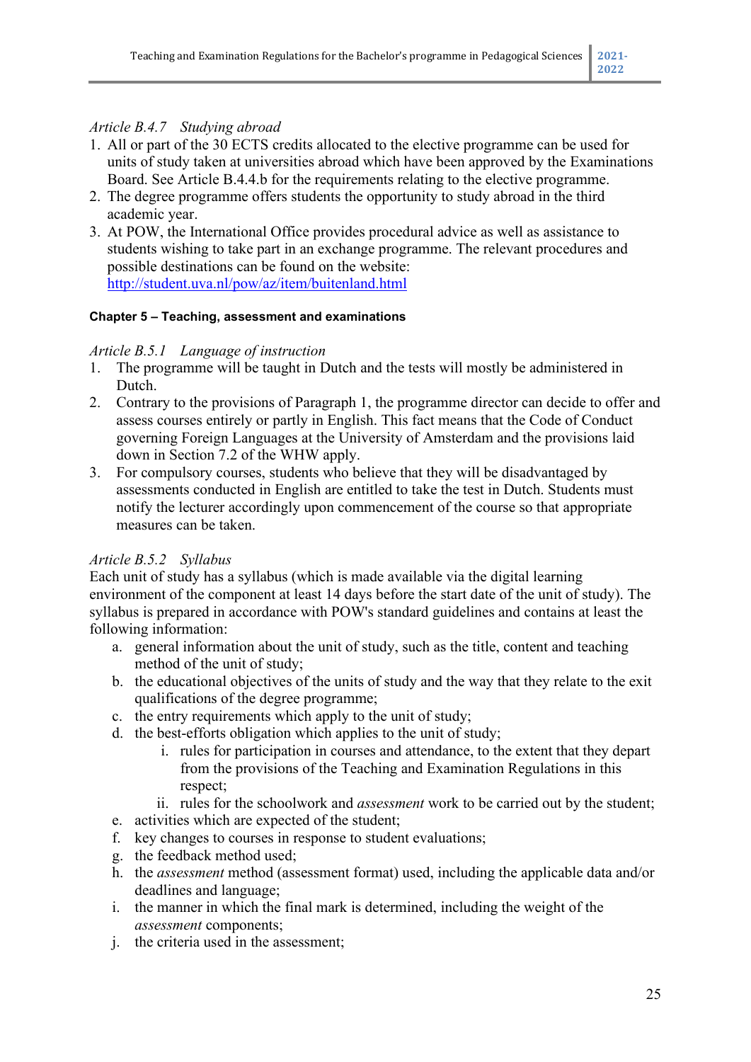*Article B.4.7 Studying abroad*

1. All or part of the 30 ECTS credits allocated to the elective programme can be used for units of study taken at universities abroad which have been approved by the Examinations Board. See Article B.4.4.b for the requirements relating to the elective programme.
2. The degree programme offers students the opportunity to study abroad in the third academic year.
3. At POW, the International Office provides procedural advice as well as assistance to students wishing to take part in an exchange programme. The relevant procedures and possible destinations can be found on the website: [http://student.uva.nl/pow/az/item/buitenland.html](http://student.uva.nl/pow/az/item/buitenland.html)

#### Chapter 5 – Teaching, assessment and examinations

*Article B.5.1 Language of instruction*

1. The programme will be taught in Dutch and the tests will mostly be administered in Dutch.
2. Contrary to the provisions of Paragraph 1, the programme director can decide to offer and assess courses entirely or partly in English. This fact means that the Code of Conduct governing Foreign Languages at the University of Amsterdam and the provisions laid down in Section 7.2 of the WHW apply.
3. For compulsory courses, students who believe that they will be disadvantaged by assessments conducted in English are entitled to take the test in Dutch. Students must notify the lecturer accordingly upon commencement of the course so that appropriate measures can be taken.

*Article B.5.2 Syllabus*

Each unit of study has a syllabus (which is made available via the digital learning environment of the component at least 14 days before the start date of the unit of study). The syllabus is prepared in accordance with POW's standard guidelines and contains at least the following information:

a. general information about the unit of study, such as the title, content and teaching method of the unit of study;
b. the educational objectives of the units of study and the way that they relate to the exit qualifications of the degree programme;
c. the entry requirements which apply to the unit of study;
d. the best-efforts obligation which applies to the unit of study;
   i. rules for participation in courses and attendance, to the extent that they depart from the provisions of the Teaching and Examination Regulations in this respect;
   ii. rules for the schoolwork and *assessment* work to be carried out by the student;
e. activities which are expected of the student;
f. key changes to courses in response to student evaluations;
g. the feedback method used;
h. the *assessment* method (assessment format) used, including the applicable data and/or deadlines and language;
i. the manner in which the final mark is determined, including the weight of the *assessment* components;
j. the criteria used in the assessment;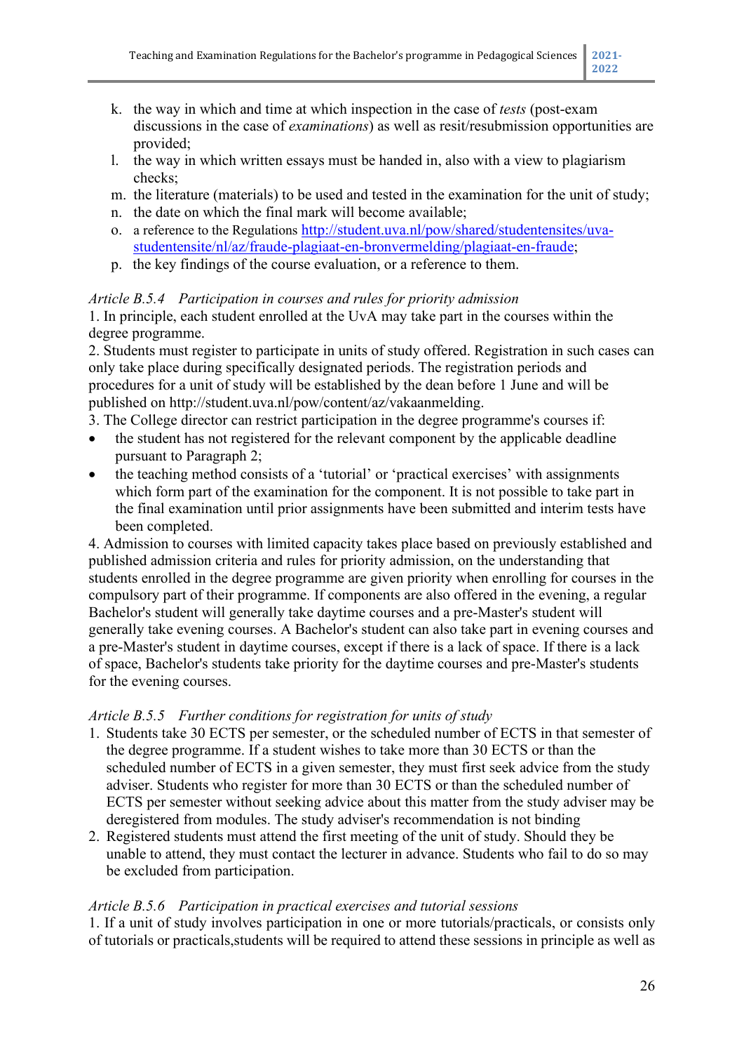k. the way in which and time at which inspection in the case of *tests* (post-exam discussions in the case of *examinations*) as well as resit/resubmission opportunities are provided;
l. the way in which written essays must be handed in, also with a view to plagiarism checks;
m. the literature (materials) to be used and tested in the examination for the unit of study;
n. the date on which the final mark will become available;
o. a reference to the Regulations [http://student.uva.nl/pow/shared/studentensites/uva-studentensite/nl/az/fraude-plagiaat-en-bronvermelding/plagiaat-en-fraude](http://student.uva.nl/pow/shared/studentensites/uva-studentensite/nl/az/fraude-plagiaat-en-bronvermelding/plagiaat-en-fraude);
p. the key findings of the course evaluation, or a reference to them.

*Article B.5.4 Participation in courses and rules for priority admission*

1. In principle, each student enrolled at the UvA may take part in the courses within the degree programme.
2. Students must register to participate in units of study offered. Registration in such cases can only take place during specifically designated periods. The registration periods and procedures for a unit of study will be established by the dean before 1 June and will be published on http://student.uva.nl/pow/content/az/vakaanmelding.
3. The College director can restrict participation in the degree programme's courses if:

- the student has not registered for the relevant component by the applicable deadline pursuant to Paragraph 2;
- the teaching method consists of a 'tutorial' or 'practical exercises' with assignments which form part of the examination for the component. It is not possible to take part in the final examination until prior assignments have been submitted and interim tests have been completed.

4. Admission to courses with limited capacity takes place based on previously established and published admission criteria and rules for priority admission, on the understanding that students enrolled in the degree programme are given priority when enrolling for courses in the compulsory part of their programme. If components are also offered in the evening, a regular Bachelor's student will generally take daytime courses and a pre-Master's student will generally take evening courses. A Bachelor's student can also take part in evening courses and a pre-Master's student in daytime courses, except if there is a lack of space. If there is a lack of space, Bachelor's students take priority for the daytime courses and pre-Master's students for the evening courses.

*Article B.5.5 Further conditions for registration for units of study*

1. Students take 30 ECTS per semester, or the scheduled number of ECTS in that semester of the degree programme. If a student wishes to take more than 30 ECTS or than the scheduled number of ECTS in a given semester, they must first seek advice from the study adviser. Students who register for more than 30 ECTS or than the scheduled number of ECTS per semester without seeking advice about this matter from the study adviser may be deregistered from modules. The study adviser's recommendation is not binding
2. Registered students must attend the first meeting of the unit of study. Should they be unable to attend, they must contact the lecturer in advance. Students who fail to do so may be excluded from participation.

*Article B.5.6 Participation in practical exercises and tutorial sessions*

1. If a unit of study involves participation in one or more tutorials/practicals, or consists only of tutorials or practicals,students will be required to attend these sessions in principle as well as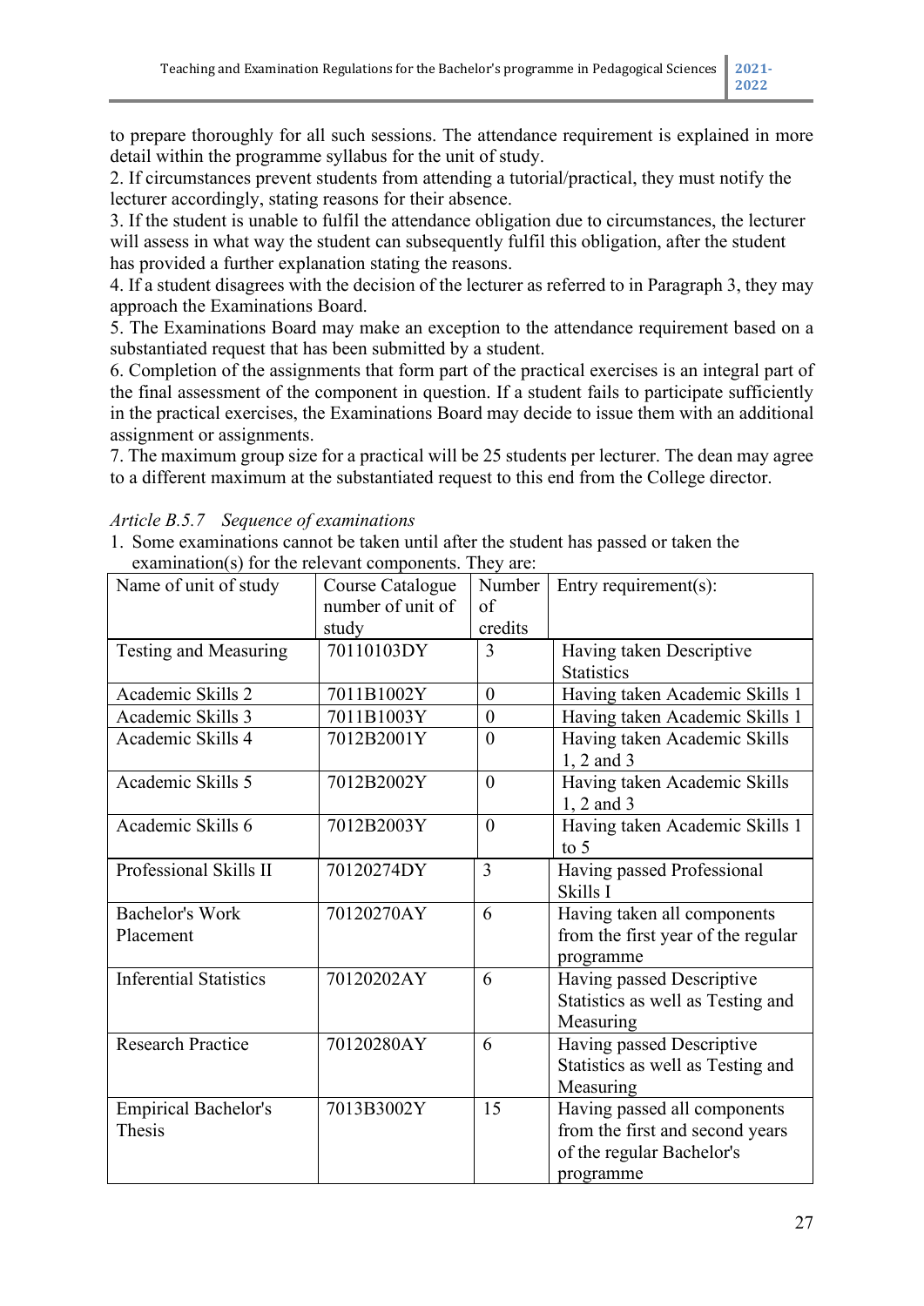to prepare thoroughly for all such sessions. The attendance requirement is explained in more detail within the programme syllabus for the unit of study.

2. If circumstances prevent students from attending a tutorial/practical, they must notify the lecturer accordingly, stating reasons for their absence.

3. If the student is unable to fulfil the attendance obligation due to circumstances, the lecturer will assess in what way the student can subsequently fulfil this obligation, after the student has provided a further explanation stating the reasons.

4. If a student disagrees with the decision of the lecturer as referred to in Paragraph 3, they may approach the Examinations Board.

5. The Examinations Board may make an exception to the attendance requirement based on a substantiated request that has been submitted by a student.

6. Completion of the assignments that form part of the practical exercises is an integral part of the final assessment of the component in question. If a student fails to participate sufficiently in the practical exercises, the Examinations Board may decide to issue them with an additional assignment or assignments.

7. The maximum group size for a practical will be 25 students per lecturer. The dean may agree to a different maximum at the substantiated request to this end from the College director.

*Article B.5.7 Sequence of examinations*

1. Some examinations cannot be taken until after the student has passed or taken the examination(s) for the relevant components. They are:

| Name of unit of study | Course Catalogue number of unit of study | Number of credits | Entry requirement(s): |
|---|---|---|---|
| Testing and Measuring | 70110103DY | 3 | Having taken Descriptive Statistics |
| Academic Skills 2 | 7011B1002Y | 0 | Having taken Academic Skills 1 |
| Academic Skills 3 | 7011B1003Y | 0 | Having taken Academic Skills 1 |
| Academic Skills 4 | 7012B2001Y | 0 | Having taken Academic Skills 1, 2 and 3 |
| Academic Skills 5 | 7012B2002Y | 0 | Having taken Academic Skills 1, 2 and 3 |
| Academic Skills 6 | 7012B2003Y | 0 | Having taken Academic Skills 1 to 5 |
| Professional Skills II | 70120274DY | 3 | Having passed Professional Skills I |
| Bachelor's Work Placement | 70120270AY | 6 | Having taken all components from the first year of the regular programme |
| Inferential Statistics | 70120202AY | 6 | Having passed Descriptive Statistics as well as Testing and Measuring |
| Research Practice | 70120280AY | 6 | Having passed Descriptive Statistics as well as Testing and Measuring |
| Empirical Bachelor's Thesis | 7013B3002Y | 15 | Having passed all components from the first and second years of the regular Bachelor's programme |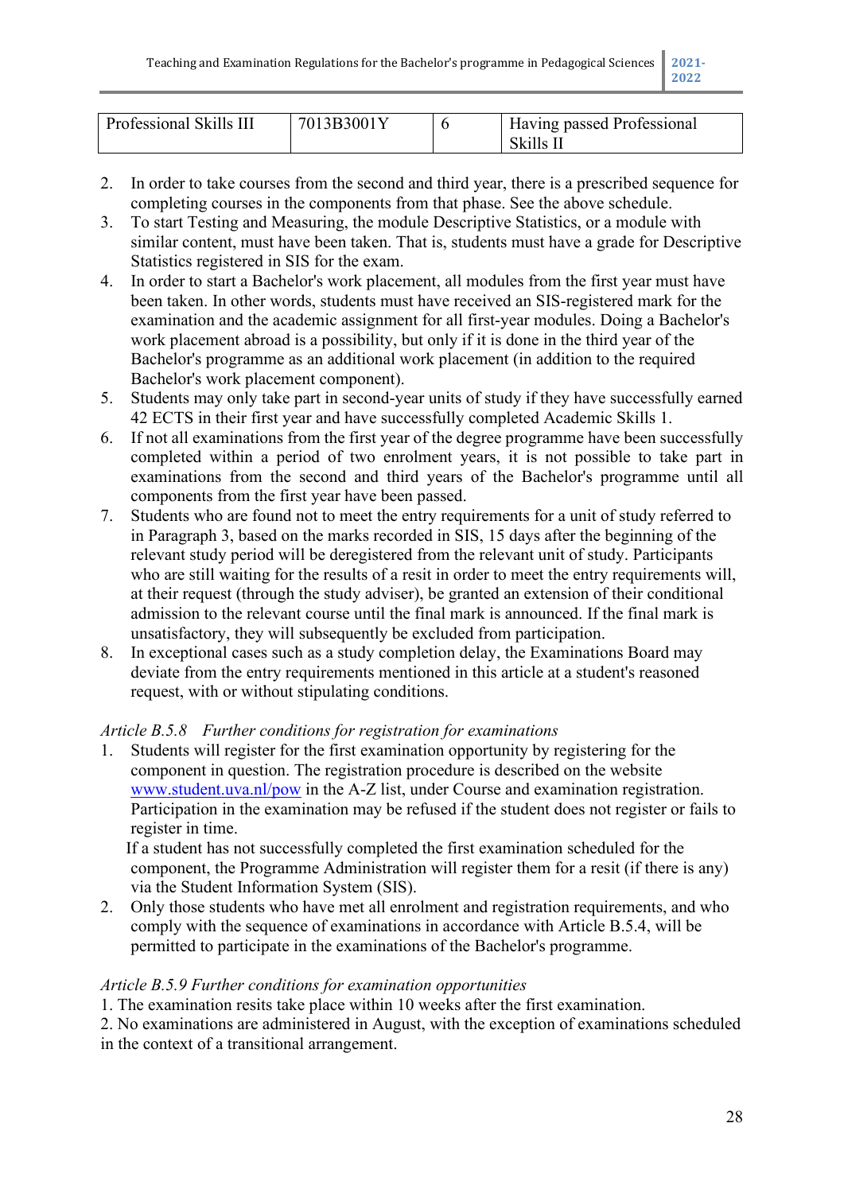| Professional Skills III | 7013B3001Y | 6 | Having passed Professional Skills II |
|---|---|---|---|

2. In order to take courses from the second and third year, there is a prescribed sequence for completing courses in the components from that phase. See the above schedule.
3. To start Testing and Measuring, the module Descriptive Statistics, or a module with similar content, must have been taken. That is, students must have a grade for Descriptive Statistics registered in SIS for the exam.
4. In order to start a Bachelor's work placement, all modules from the first year must have been taken. In other words, students must have received an SIS-registered mark for the examination and the academic assignment for all first-year modules. Doing a Bachelor's work placement abroad is a possibility, but only if it is done in the third year of the Bachelor's programme as an additional work placement (in addition to the required Bachelor's work placement component).
5. Students may only take part in second-year units of study if they have successfully earned 42 ECTS in their first year and have successfully completed Academic Skills 1.
6. If not all examinations from the first year of the degree programme have been successfully completed within a period of two enrolment years, it is not possible to take part in examinations from the second and third years of the Bachelor's programme until all components from the first year have been passed.
7. Students who are found not to meet the entry requirements for a unit of study referred to in Paragraph 3, based on the marks recorded in SIS, 15 days after the beginning of the relevant study period will be deregistered from the relevant unit of study. Participants who are still waiting for the results of a resit in order to meet the entry requirements will, at their request (through the study adviser), be granted an extension of their conditional admission to the relevant course until the final mark is announced. If the final mark is unsatisfactory, they will subsequently be excluded from participation.
8. In exceptional cases such as a study completion delay, the Examinations Board may deviate from the entry requirements mentioned in this article at a student's reasoned request, with or without stipulating conditions.

*Article B.5.8 Further conditions for registration for examinations*

1. Students will register for the first examination opportunity by registering for the component in question. The registration procedure is described on the website www.student.uva.nl/pow in the A-Z list, under Course and examination registration. Participation in the examination may be refused if the student does not register or fails to register in time.
   If a student has not successfully completed the first examination scheduled for the component, the Programme Administration will register them for a resit (if there is any) via the Student Information System (SIS).
2. Only those students who have met all enrolment and registration requirements, and who comply with the sequence of examinations in accordance with Article B.5.4, will be permitted to participate in the examinations of the Bachelor's programme.

*Article B.5.9 Further conditions for examination opportunities*

1. The examination resits take place within 10 weeks after the first examination.
2. No examinations are administered in August, with the exception of examinations scheduled in the context of a transitional arrangement.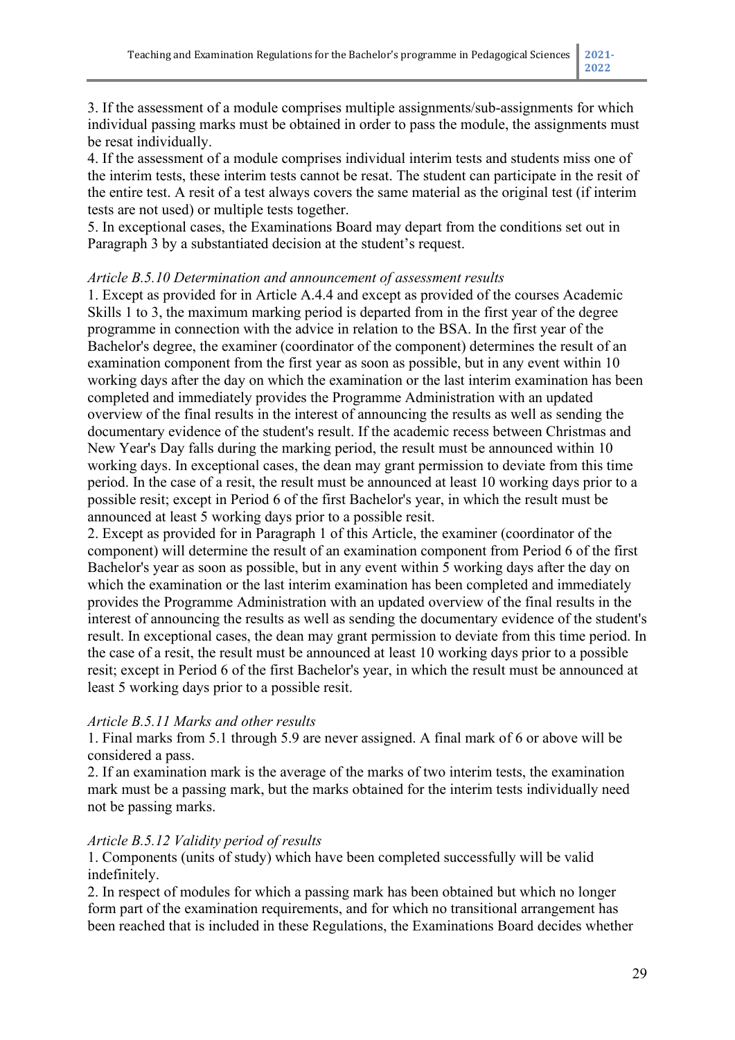3. If the assessment of a module comprises multiple assignments/sub-assignments for which individual passing marks must be obtained in order to pass the module, the assignments must be resat individually.

4. If the assessment of a module comprises individual interim tests and students miss one of the interim tests, these interim tests cannot be resat. The student can participate in the resit of the entire test. A resit of a test always covers the same material as the original test (if interim tests are not used) or multiple tests together.

5. In exceptional cases, the Examinations Board may depart from the conditions set out in Paragraph 3 by a substantiated decision at the student's request.

*Article B.5.10 Determination and announcement of assessment results*

1. Except as provided for in Article A.4.4 and except as provided of the courses Academic Skills 1 to 3, the maximum marking period is departed from in the first year of the degree programme in connection with the advice in relation to the BSA. In the first year of the Bachelor's degree, the examiner (coordinator of the component) determines the result of an examination component from the first year as soon as possible, but in any event within 10 working days after the day on which the examination or the last interim examination has been completed and immediately provides the Programme Administration with an updated overview of the final results in the interest of announcing the results as well as sending the documentary evidence of the student's result. If the academic recess between Christmas and New Year's Day falls during the marking period, the result must be announced within 10 working days. In exceptional cases, the dean may grant permission to deviate from this time period. In the case of a resit, the result must be announced at least 10 working days prior to a possible resit; except in Period 6 of the first Bachelor's year, in which the result must be announced at least 5 working days prior to a possible resit.

2. Except as provided for in Paragraph 1 of this Article, the examiner (coordinator of the component) will determine the result of an examination component from Period 6 of the first Bachelor's year as soon as possible, but in any event within 5 working days after the day on which the examination or the last interim examination has been completed and immediately provides the Programme Administration with an updated overview of the final results in the interest of announcing the results as well as sending the documentary evidence of the student's result. In exceptional cases, the dean may grant permission to deviate from this time period. In the case of a resit, the result must be announced at least 10 working days prior to a possible resit; except in Period 6 of the first Bachelor's year, in which the result must be announced at least 5 working days prior to a possible resit.

*Article B.5.11 Marks and other results*

1. Final marks from 5.1 through 5.9 are never assigned. A final mark of 6 or above will be considered a pass.

2. If an examination mark is the average of the marks of two interim tests, the examination mark must be a passing mark, but the marks obtained for the interim tests individually need not be passing marks.

*Article B.5.12 Validity period of results*

1. Components (units of study) which have been completed successfully will be valid indefinitely.

2. In respect of modules for which a passing mark has been obtained but which no longer form part of the examination requirements, and for which no transitional arrangement has been reached that is included in these Regulations, the Examinations Board decides whether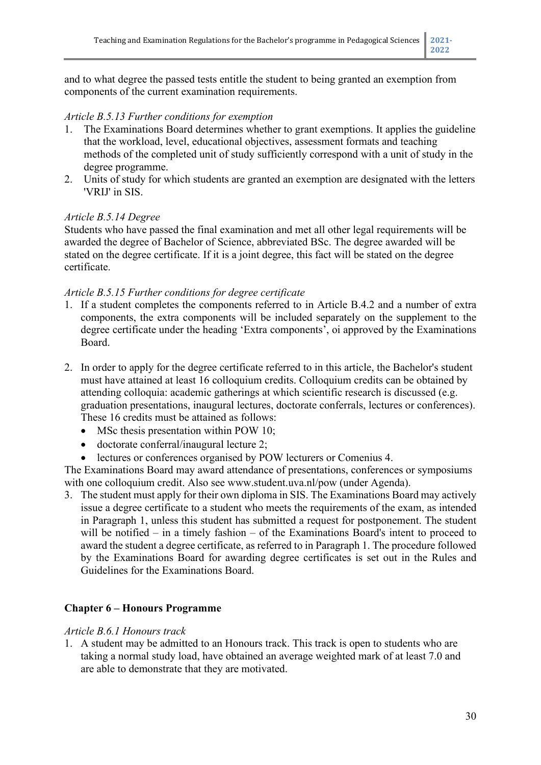and to what degree the passed tests entitle the student to being granted an exemption from components of the current examination requirements.

*Article B.5.13 Further conditions for exemption*

1. The Examinations Board determines whether to grant exemptions. It applies the guideline that the workload, level, educational objectives, assessment formats and teaching methods of the completed unit of study sufficiently correspond with a unit of study in the degree programme.
2. Units of study for which students are granted an exemption are designated with the letters 'VRIJ' in SIS.

*Article B.5.14 Degree*

Students who have passed the final examination and met all other legal requirements will be awarded the degree of Bachelor of Science, abbreviated BSc. The degree awarded will be stated on the degree certificate. If it is a joint degree, this fact will be stated on the degree certificate.

*Article B.5.15 Further conditions for degree certificate*

1. If a student completes the components referred to in Article B.4.2 and a number of extra components, the extra components will be included separately on the supplement to the degree certificate under the heading 'Extra components', oi approved by the Examinations Board.

2. In order to apply for the degree certificate referred to in this article, the Bachelor's student must have attained at least 16 colloquium credits. Colloquium credits can be obtained by attending colloquia: academic gatherings at which scientific research is discussed (e.g. graduation presentations, inaugural lectures, doctorate conferrals, lectures or conferences). These 16 credits must be attained as follows:
   - MSc thesis presentation within POW 10;
   - doctorate conferral/inaugural lecture 2;
   - lectures or conferences organised by POW lecturers or Comenius 4.

The Examinations Board may award attendance of presentations, conferences or symposiums with one colloquium credit. Also see www.student.uva.nl/pow (under Agenda).

3. The student must apply for their own diploma in SIS. The Examinations Board may actively issue a degree certificate to a student who meets the requirements of the exam, as intended in Paragraph 1, unless this student has submitted a request for postponement. The student will be notified – in a timely fashion – of the Examinations Board's intent to proceed to award the student a degree certificate, as referred to in Paragraph 1. The procedure followed by the Examinations Board for awarding degree certificates is set out in the Rules and Guidelines for the Examinations Board.

## Chapter 6 – Honours Programme

*Article B.6.1 Honours track*

1. A student may be admitted to an Honours track. This track is open to students who are taking a normal study load, have obtained an average weighted mark of at least 7.0 and are able to demonstrate that they are motivated.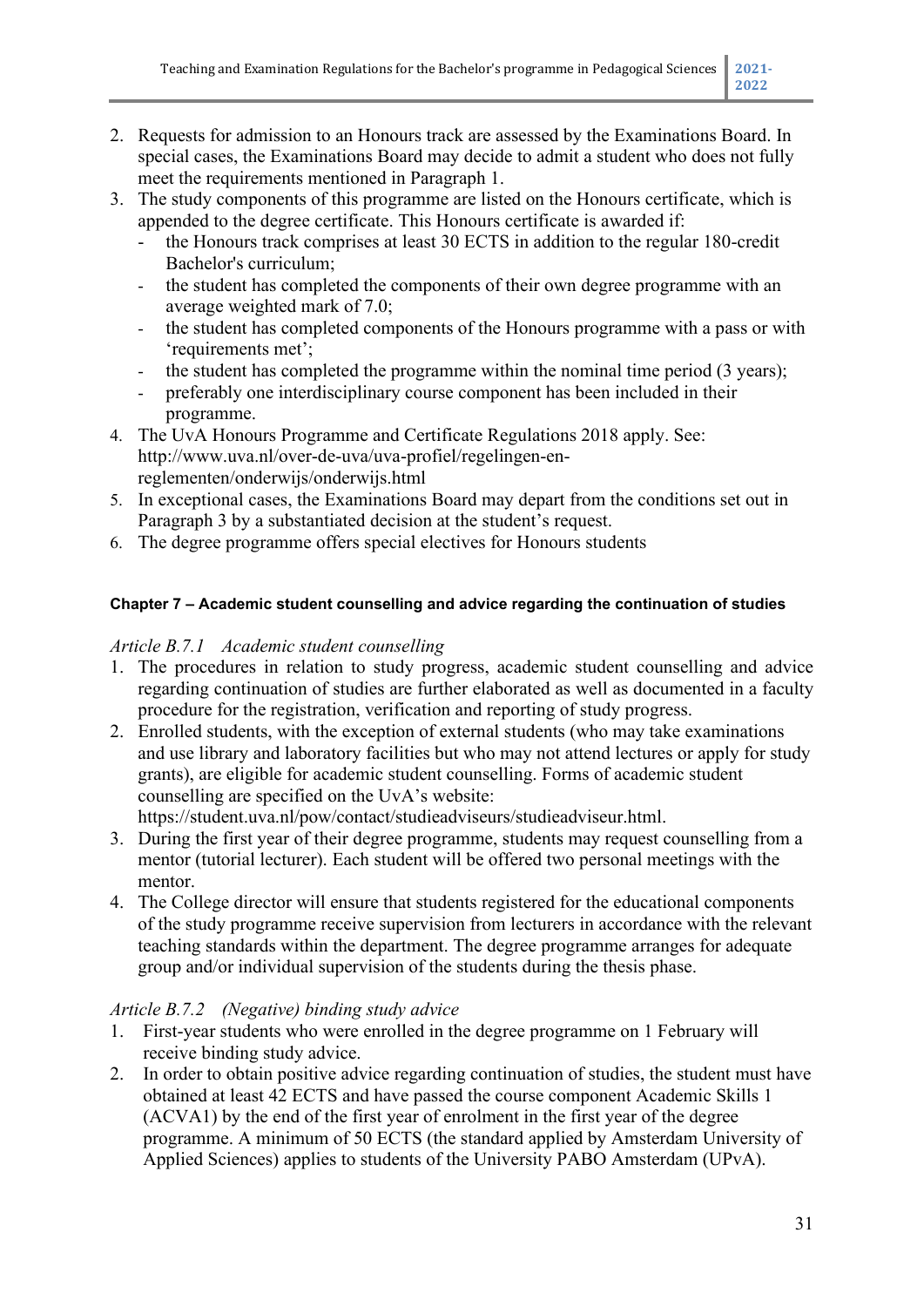2. Requests for admission to an Honours track are assessed by the Examinations Board. In special cases, the Examinations Board may decide to admit a student who does not fully meet the requirements mentioned in Paragraph 1.
3. The study components of this programme are listed on the Honours certificate, which is appended to the degree certificate. This Honours certificate is awarded if:
   - the Honours track comprises at least 30 ECTS in addition to the regular 180-credit Bachelor's curriculum;
   - the student has completed the components of their own degree programme with an average weighted mark of 7.0;
   - the student has completed components of the Honours programme with a pass or with 'requirements met';
   - the student has completed the programme within the nominal time period (3 years);
   - preferably one interdisciplinary course component has been included in their programme.
4. The UvA Honours Programme and Certificate Regulations 2018 apply. See: http://www.uva.nl/over-de-uva/uva-profiel/regelingen-en-reglementen/onderwijs/onderwijs.html
5. In exceptional cases, the Examinations Board may depart from the conditions set out in Paragraph 3 by a substantiated decision at the student's request.
6. The degree programme offers special electives for Honours students

#### Chapter 7 – Academic student counselling and advice regarding the continuation of studies

*Article B.7.1 Academic student counselling*

1. The procedures in relation to study progress, academic student counselling and advice regarding continuation of studies are further elaborated as well as documented in a faculty procedure for the registration, verification and reporting of study progress.
2. Enrolled students, with the exception of external students (who may take examinations and use library and laboratory facilities but who may not attend lectures or apply for study grants), are eligible for academic student counselling. Forms of academic student counselling are specified on the UvA's website: https://student.uva.nl/pow/contact/studieadviseurs/studieadviseur.html.
3. During the first year of their degree programme, students may request counselling from a mentor (tutorial lecturer). Each student will be offered two personal meetings with the mentor.
4. The College director will ensure that students registered for the educational components of the study programme receive supervision from lecturers in accordance with the relevant teaching standards within the department. The degree programme arranges for adequate group and/or individual supervision of the students during the thesis phase.

*Article B.7.2 (Negative) binding study advice*

1. First-year students who were enrolled in the degree programme on 1 February will receive binding study advice.
2. In order to obtain positive advice regarding continuation of studies, the student must have obtained at least 42 ECTS and have passed the course component Academic Skills 1 (ACVA1) by the end of the first year of enrolment in the first year of the degree programme. A minimum of 50 ECTS (the standard applied by Amsterdam University of Applied Sciences) applies to students of the University PABO Amsterdam (UPvA).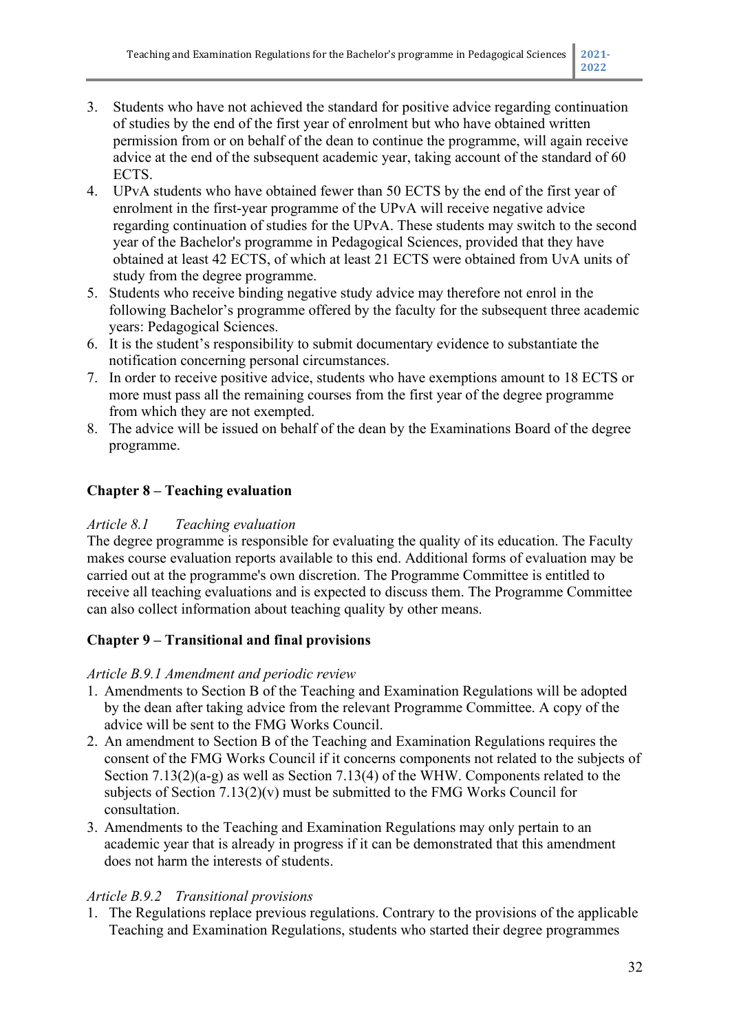3. Students who have not achieved the standard for positive advice regarding continuation of studies by the end of the first year of enrolment but who have obtained written permission from or on behalf of the dean to continue the programme, will again receive advice at the end of the subsequent academic year, taking account of the standard of 60 ECTS.
4. UPvA students who have obtained fewer than 50 ECTS by the end of the first year of enrolment in the first-year programme of the UPvA will receive negative advice regarding continuation of studies for the UPvA. These students may switch to the second year of the Bachelor's programme in Pedagogical Sciences, provided that they have obtained at least 42 ECTS, of which at least 21 ECTS were obtained from UvA units of study from the degree programme.
5. Students who receive binding negative study advice may therefore not enrol in the following Bachelor's programme offered by the faculty for the subsequent three academic years: Pedagogical Sciences.
6. It is the student's responsibility to submit documentary evidence to substantiate the notification concerning personal circumstances.
7. In order to receive positive advice, students who have exemptions amount to 18 ECTS or more must pass all the remaining courses from the first year of the degree programme from which they are not exempted.
8. The advice will be issued on behalf of the dean by the Examinations Board of the degree programme.

## Chapter 8 – Teaching evaluation

*Article 8.1 Teaching evaluation*

The degree programme is responsible for evaluating the quality of its education. The Faculty makes course evaluation reports available to this end. Additional forms of evaluation may be carried out at the programme's own discretion. The Programme Committee is entitled to receive all teaching evaluations and is expected to discuss them. The Programme Committee can also collect information about teaching quality by other means.

## Chapter 9 – Transitional and final provisions

*Article B.9.1 Amendment and periodic review*

1. Amendments to Section B of the Teaching and Examination Regulations will be adopted by the dean after taking advice from the relevant Programme Committee. A copy of the advice will be sent to the FMG Works Council.
2. An amendment to Section B of the Teaching and Examination Regulations requires the consent of the FMG Works Council if it concerns components not related to the subjects of Section 7.13(2)(a-g) as well as Section 7.13(4) of the WHW. Components related to the subjects of Section 7.13(2)(v) must be submitted to the FMG Works Council for consultation.
3. Amendments to the Teaching and Examination Regulations may only pertain to an academic year that is already in progress if it can be demonstrated that this amendment does not harm the interests of students.

*Article B.9.2 Transitional provisions*

1. The Regulations replace previous regulations. Contrary to the provisions of the applicable Teaching and Examination Regulations, students who started their degree programmes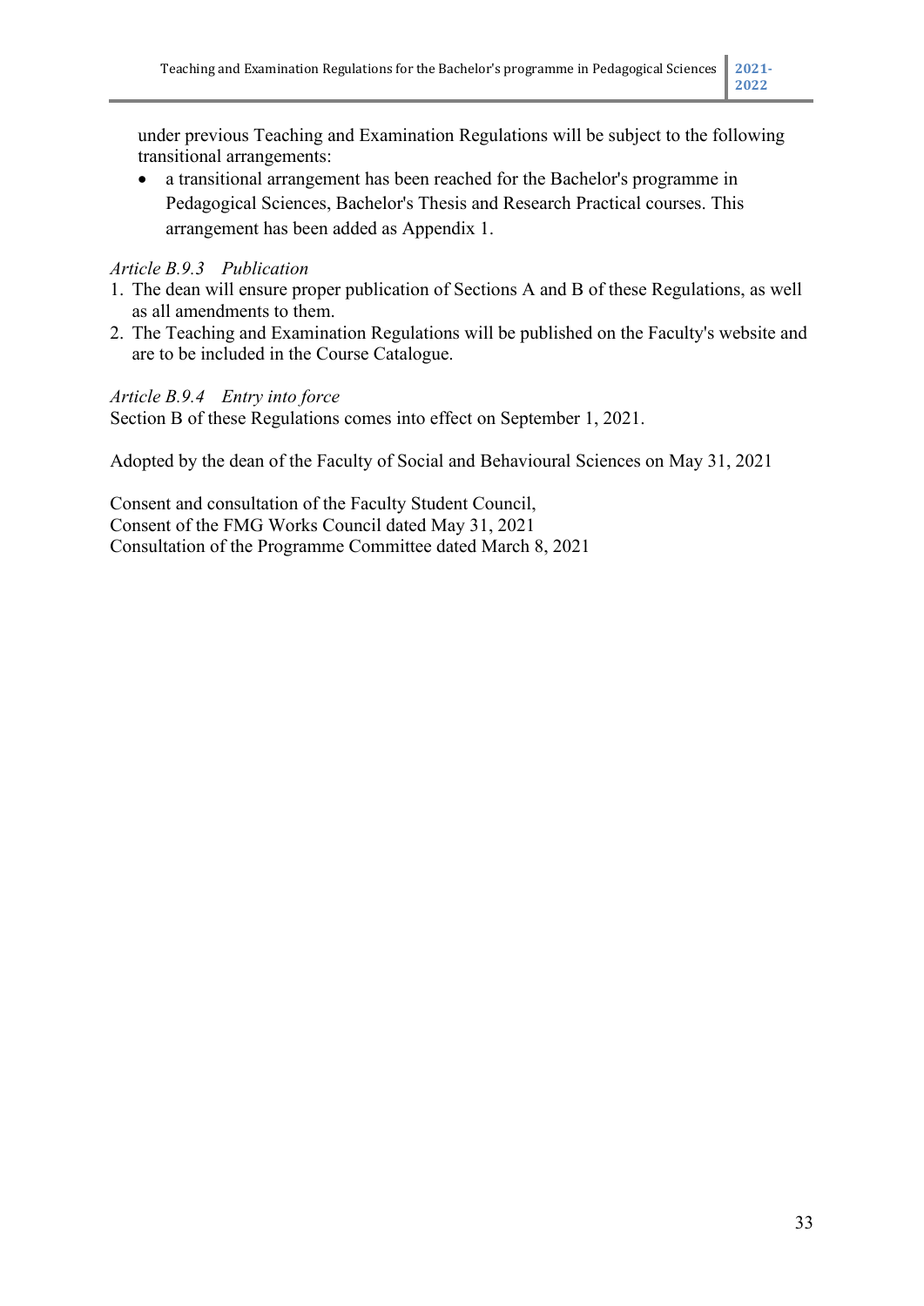under previous Teaching and Examination Regulations will be subject to the following transitional arrangements:

- a transitional arrangement has been reached for the Bachelor's programme in Pedagogical Sciences, Bachelor's Thesis and Research Practical courses. This arrangement has been added as Appendix 1.

*Article B.9.3 Publication*

1. The dean will ensure proper publication of Sections A and B of these Regulations, as well as all amendments to them.
2. The Teaching and Examination Regulations will be published on the Faculty's website and are to be included in the Course Catalogue.

*Article B.9.4 Entry into force*

Section B of these Regulations comes into effect on September 1, 2021.

Adopted by the dean of the Faculty of Social and Behavioural Sciences on May 31, 2021

Consent and consultation of the Faculty Student Council,
Consent of the FMG Works Council dated May 31, 2021
Consultation of the Programme Committee dated March 8, 2021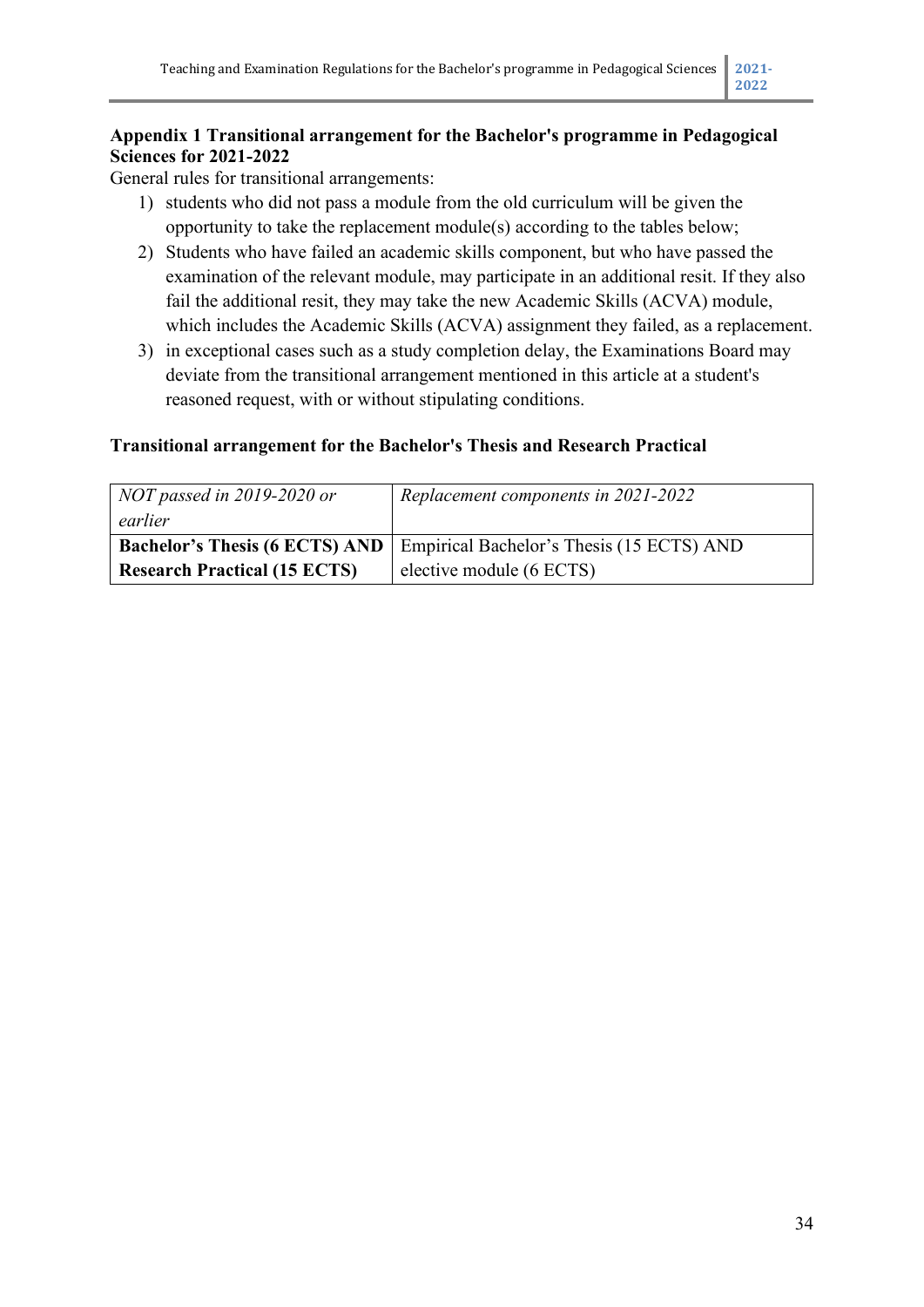## Appendix 1 Transitional arrangement for the Bachelor's programme in Pedagogical Sciences for 2021-2022

General rules for transitional arrangements:

1) students who did not pass a module from the old curriculum will be given the opportunity to take the replacement module(s) according to the tables below;
2) Students who have failed an academic skills component, but who have passed the examination of the relevant module, may participate in an additional resit. If they also fail the additional resit, they may take the new Academic Skills (ACVA) module, which includes the Academic Skills (ACVA) assignment they failed, as a replacement.
3) in exceptional cases such as a study completion delay, the Examinations Board may deviate from the transitional arrangement mentioned in this article at a student's reasoned request, with or without stipulating conditions.

### Transitional arrangement for the Bachelor's Thesis and Research Practical

| *NOT passed in 2019-2020 or earlier* | *Replacement components in 2021-2022* |
|---|---|
| **Bachelor's Thesis (6 ECTS) AND Research Practical (15 ECTS)** | Empirical Bachelor's Thesis (15 ECTS) AND elective module (6 ECTS) |